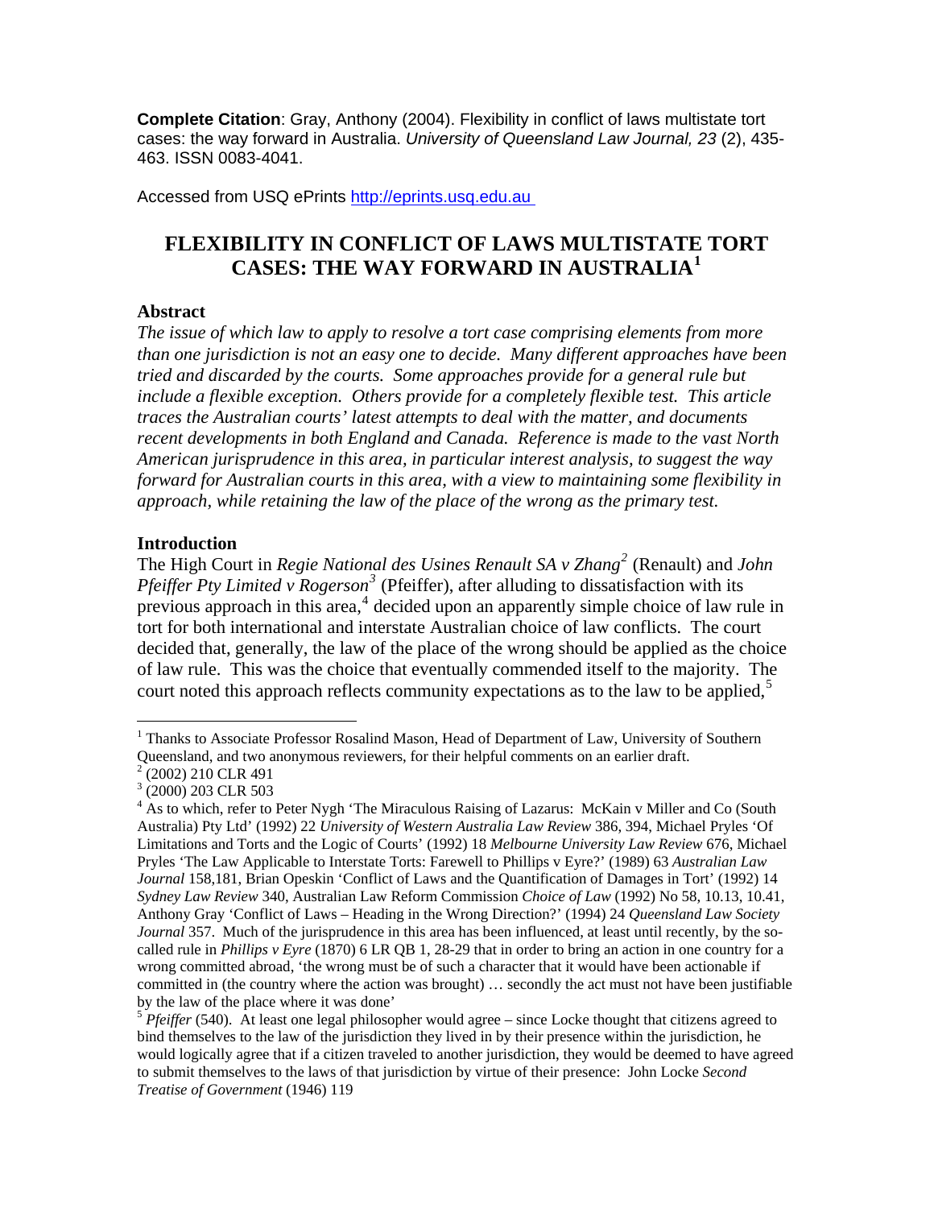**Complete Citation**: Gray, Anthony (2004). Flexibility in conflict of laws multistate tort cases: the way forward in Australia. *University of Queensland Law Journal, 23* (2), 435-463. ISSN 0083-4041.

Accessed from USQ ePrints http://eprints.usq.edu.au

# FLEXIBILITY IN CONFLICT OF LAWS MULTISTATE TORT CASES: THE WAY FORWARD IN AUSTRALIA[1]

## Abstract

*The issue of which law to apply to resolve a tort case comprising elements from more than one jurisdiction is not an easy one to decide. Many different approaches have been tried and discarded by the courts. Some approaches provide for a general rule but include a flexible exception. Others provide for a completely flexible test. This article traces the Australian courts' latest attempts to deal with the matter, and documents recent developments in both England and Canada. Reference is made to the vast North American jurisprudence in this area, in particular interest analysis, to suggest the way forward for Australian courts in this area, with a view to maintaining some flexibility in approach, while retaining the law of the place of the wrong as the primary test.*

## Introduction

The High Court in *Regie National des Usines Renault SA v Zhang*[2] (Renault) and *John Pfeiffer Pty Limited v Rogerson*[3] (Pfeiffer), after alluding to dissatisfaction with its previous approach in this area,[4] decided upon an apparently simple choice of law rule in tort for both international and interstate Australian choice of law conflicts. The court decided that, generally, the law of the place of the wrong should be applied as the choice of law rule. This was the choice that eventually commended itself to the majority. The court noted this approach reflects community expectations as to the law to be applied,[5]

---

[1] Thanks to Associate Professor Rosalind Mason, Head of Department of Law, University of Southern Queensland, and two anonymous reviewers, for their helpful comments on an earlier draft.

[2] (2002) 210 CLR 491

[3] (2000) 203 CLR 503

[4] As to which, refer to Peter Nygh 'The Miraculous Raising of Lazarus: McKain v Miller and Co (South Australia) Pty Ltd' (1992) 22 *University of Western Australia Law Review* 386, 394, Michael Pryles 'Of Limitations and Torts and the Logic of Courts' (1992) 18 *Melbourne University Law Review* 676, Michael Pryles 'The Law Applicable to Interstate Torts: Farewell to Phillips v Eyre?' (1989) 63 *Australian Law Journal* 158,181, Brian Opeskin 'Conflict of Laws and the Quantification of Damages in Tort' (1992) 14 *Sydney Law Review* 340, Australian Law Reform Commission *Choice of Law* (1992) No 58, 10.13, 10.41, Anthony Gray 'Conflict of Laws – Heading in the Wrong Direction?' (1994) 24 *Queensland Law Society Journal* 357. Much of the jurisprudence in this area has been influenced, at least until recently, by the so-called rule in *Phillips v Eyre* (1870) 6 LR QB 1, 28-29 that in order to bring an action in one country for a wrong committed abroad, 'the wrong must be of such a character that it would have been actionable if committed in (the country where the action was brought) … secondly the act must not have been justifiable by the law of the place where it was done'

[5] *Pfeiffer* (540). At least one legal philosopher would agree – since Locke thought that citizens agreed to bind themselves to the law of the jurisdiction they lived in by their presence within the jurisdiction, he would logically agree that if a citizen traveled to another jurisdiction, they would be deemed to have agreed to submit themselves to the laws of that jurisdiction by virtue of their presence: John Locke *Second Treatise of Government* (1946) 119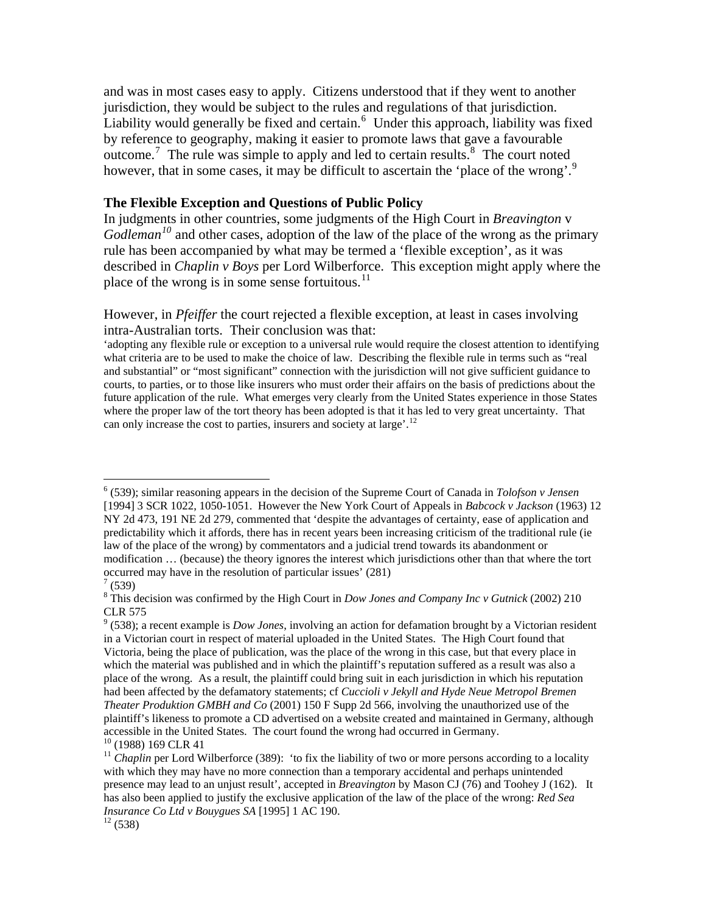and was in most cases easy to apply. Citizens understood that if they went to another jurisdiction, they would be subject to the rules and regulations of that jurisdiction. Liability would generally be fixed and certain.[6] Under this approach, liability was fixed by reference to geography, making it easier to promote laws that gave a favourable outcome.[7] The rule was simple to apply and led to certain results.[8] The court noted however, that in some cases, it may be difficult to ascertain the 'place of the wrong'.[9]

### The Flexible Exception and Questions of Public Policy

In judgments in other countries, some judgments of the High Court in *Breavington* v *Godleman*[10] and other cases, adoption of the law of the place of the wrong as the primary rule has been accompanied by what may be termed a 'flexible exception', as it was described in *Chaplin v Boys* per Lord Wilberforce. This exception might apply where the place of the wrong is in some sense fortuitous.[11]

However, in *Pfeiffer* the court rejected a flexible exception, at least in cases involving intra-Australian torts. Their conclusion was that:

> 'adopting any flexible rule or exception to a universal rule would require the closest attention to identifying what criteria are to be used to make the choice of law. Describing the flexible rule in terms such as "real and substantial" or "most significant" connection with the jurisdiction will not give sufficient guidance to courts, to parties, or to those like insurers who must order their affairs on the basis of predictions about the future application of the rule. What emerges very clearly from the United States experience in those States where the proper law of the tort theory has been adopted is that it has led to very great uncertainty. That can only increase the cost to parties, insurers and society at large'.[12]

---

[6] (539); similar reasoning appears in the decision of the Supreme Court of Canada in *Tolofson v Jensen* [1994] 3 SCR 1022, 1050-1051. However the New York Court of Appeals in *Babcock v Jackson* (1963) 12 NY 2d 473, 191 NE 2d 279, commented that 'despite the advantages of certainty, ease of application and predictability which it affords, there has in recent years been increasing criticism of the traditional rule (ie law of the place of the wrong) by commentators and a judicial trend towards its abandonment or modification … (because) the theory ignores the interest which jurisdictions other than that where the tort occurred may have in the resolution of particular issues' (281)

[7] (539)

[8] This decision was confirmed by the High Court in *Dow Jones and Company Inc v Gutnick* (2002) 210 CLR 575

[9] (538); a recent example is *Dow Jones*, involving an action for defamation brought by a Victorian resident in a Victorian court in respect of material uploaded in the United States. The High Court found that Victoria, being the place of publication, was the place of the wrong in this case, but that every place in which the material was published and in which the plaintiff's reputation suffered as a result was also a place of the wrong. As a result, the plaintiff could bring suit in each jurisdiction in which his reputation had been affected by the defamatory statements; cf *Cuccioli v Jekyll and Hyde Neue Metropol Bremen Theater Produktion GMBH and Co* (2001) 150 F Supp 2d 566, involving the unauthorized use of the plaintiff's likeness to promote a CD advertised on a website created and maintained in Germany, although accessible in the United States. The court found the wrong had occurred in Germany.

[10] (1988) 169 CLR 41

[11] *Chaplin* per Lord Wilberforce (389): 'to fix the liability of two or more persons according to a locality with which they may have no more connection than a temporary accidental and perhaps unintended presence may lead to an unjust result', accepted in *Breavington* by Mason CJ (76) and Toohey J (162). It has also been applied to justify the exclusive application of the law of the place of the wrong: *Red Sea Insurance Co Ltd v Bouygues SA* [1995] 1 AC 190.

[12] (538)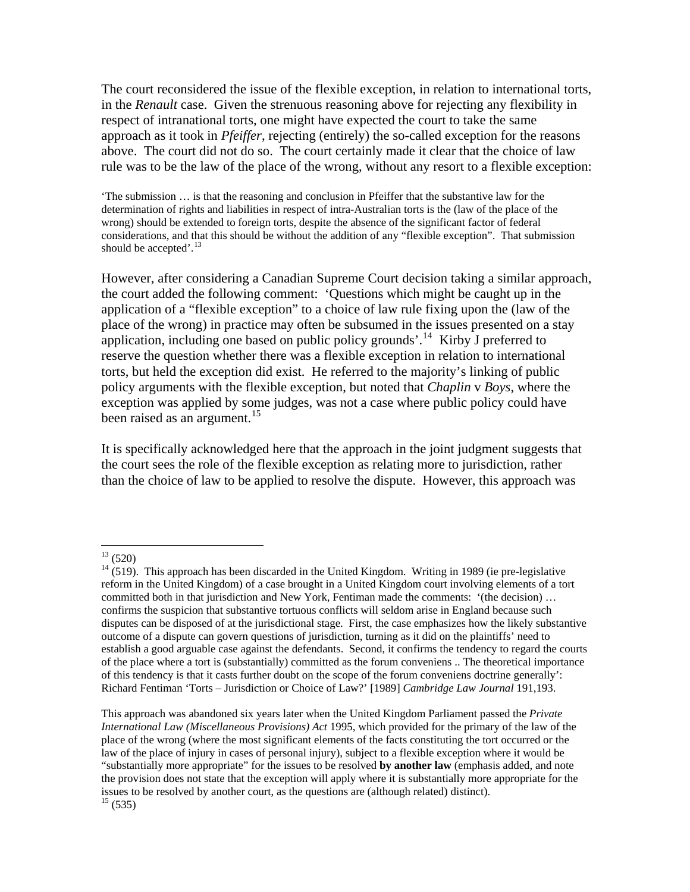The court reconsidered the issue of the flexible exception, in relation to international torts, in the *Renault* case. Given the strenuous reasoning above for rejecting any flexibility in respect of intranational torts, one might have expected the court to take the same approach as it took in *Pfeiffer*, rejecting (entirely) the so-called exception for the reasons above. The court did not do so. The court certainly made it clear that the choice of law rule was to be the law of the place of the wrong, without any resort to a flexible exception:

> 'The submission … is that the reasoning and conclusion in Pfeiffer that the substantive law for the determination of rights and liabilities in respect of intra-Australian torts is the (law of the place of the wrong) should be extended to foreign torts, despite the absence of the significant factor of federal considerations, and that this should be without the addition of any "flexible exception". That submission should be accepted'.[13]

However, after considering a Canadian Supreme Court decision taking a similar approach, the court added the following comment: 'Questions which might be caught up in the application of a "flexible exception" to a choice of law rule fixing upon the (law of the place of the wrong) in practice may often be subsumed in the issues presented on a stay application, including one based on public policy grounds'.[14] Kirby J preferred to reserve the question whether there was a flexible exception in relation to international torts, but held the exception did exist. He referred to the majority's linking of public policy arguments with the flexible exception, but noted that *Chaplin* v *Boys*, where the exception was applied by some judges, was not a case where public policy could have been raised as an argument.[15]

It is specifically acknowledged here that the approach in the joint judgment suggests that the court sees the role of the flexible exception as relating more to jurisdiction, rather than the choice of law to be applied to resolve the dispute. However, this approach was

---

[13] (520)

[14] (519). This approach has been discarded in the United Kingdom. Writing in 1989 (ie pre-legislative reform in the United Kingdom) of a case brought in a United Kingdom court involving elements of a tort committed both in that jurisdiction and New York, Fentiman made the comments: '(the decision) … confirms the suspicion that substantive tortuous conflicts will seldom arise in England because such disputes can be disposed of at the jurisdictional stage. First, the case emphasizes how the likely substantive outcome of a dispute can govern questions of jurisdiction, turning as it did on the plaintiffs' need to establish a good arguable case against the defendants. Second, it confirms the tendency to regard the courts of the place where a tort is (substantially) committed as the forum conveniens .. The theoretical importance of this tendency is that it casts further doubt on the scope of the forum conveniens doctrine generally': Richard Fentiman 'Torts – Jurisdiction or Choice of Law?' [1989] *Cambridge Law Journal* 191,193.

This approach was abandoned six years later when the United Kingdom Parliament passed the *Private International Law (Miscellaneous Provisions) Act* 1995, which provided for the primary of the law of the place of the wrong (where the most significant elements of the facts constituting the tort occurred or the law of the place of injury in cases of personal injury), subject to a flexible exception where it would be "substantially more appropriate" for the issues to be resolved **by another law** (emphasis added, and note the provision does not state that the exception will apply where it is substantially more appropriate for the issues to be resolved by another court, as the questions are (although related) distinct).

[15] (535)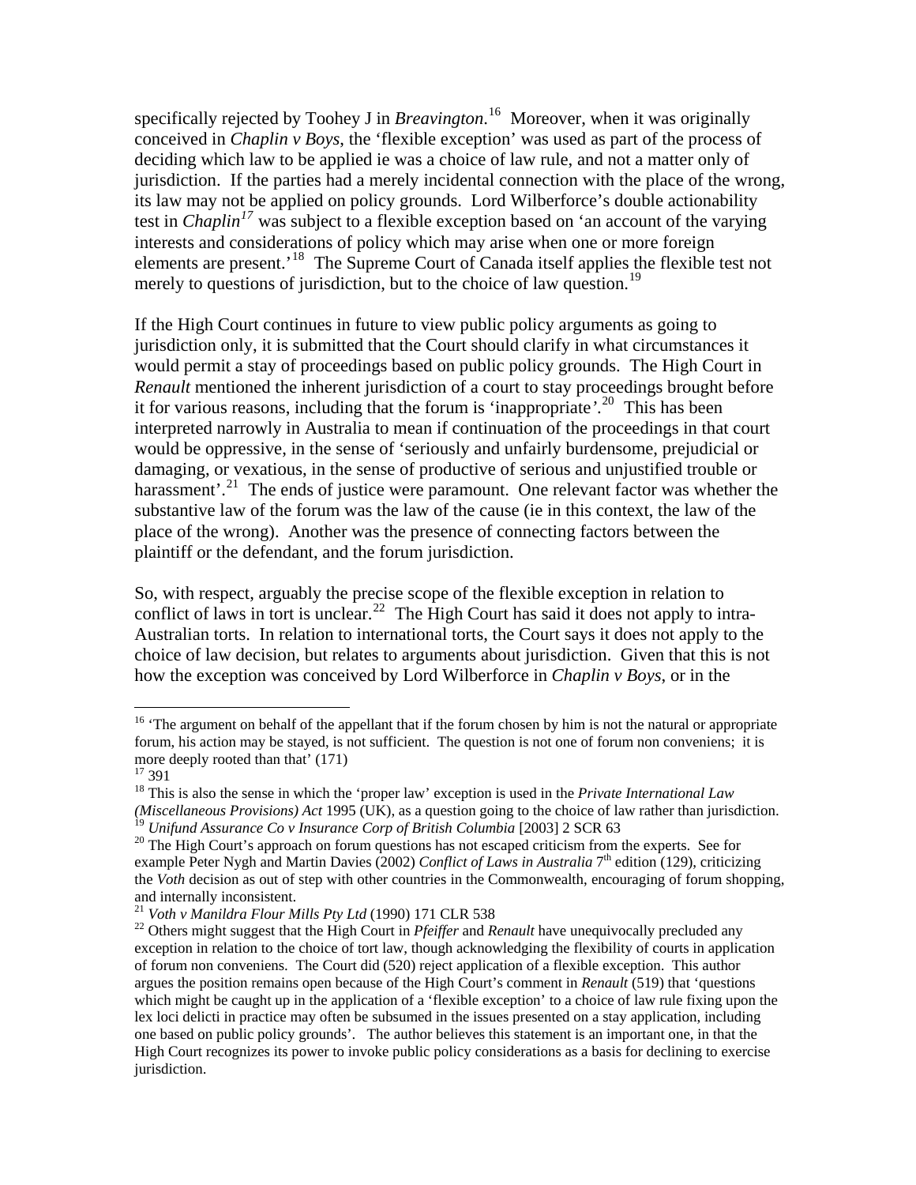specifically rejected by Toohey J in *Breavington*.[16] Moreover, when it was originally conceived in *Chaplin v Boys*, the 'flexible exception' was used as part of the process of deciding which law to be applied ie was a choice of law rule, and not a matter only of jurisdiction. If the parties had a merely incidental connection with the place of the wrong, its law may not be applied on policy grounds. Lord Wilberforce's double actionability test in *Chaplin*[17] was subject to a flexible exception based on 'an account of the varying interests and considerations of policy which may arise when one or more foreign elements are present.'[18] The Supreme Court of Canada itself applies the flexible test not merely to questions of jurisdiction, but to the choice of law question.[19]

If the High Court continues in future to view public policy arguments as going to jurisdiction only, it is submitted that the Court should clarify in what circumstances it would permit a stay of proceedings based on public policy grounds. The High Court in *Renault* mentioned the inherent jurisdiction of a court to stay proceedings brought before it for various reasons, including that the forum is 'inappropriate'.[20] This has been interpreted narrowly in Australia to mean if continuation of the proceedings in that court would be oppressive, in the sense of 'seriously and unfairly burdensome, prejudicial or damaging, or vexatious, in the sense of productive of serious and unjustified trouble or harassment'.[21] The ends of justice were paramount. One relevant factor was whether the substantive law of the forum was the law of the cause (ie in this context, the law of the place of the wrong). Another was the presence of connecting factors between the plaintiff or the defendant, and the forum jurisdiction.

So, with respect, arguably the precise scope of the flexible exception in relation to conflict of laws in tort is unclear.[22] The High Court has said it does not apply to intra-Australian torts. In relation to international torts, the Court says it does not apply to the choice of law decision, but relates to arguments about jurisdiction. Given that this is not how the exception was conceived by Lord Wilberforce in *Chaplin v Boys*, or in the

---

[16] 'The argument on behalf of the appellant that if the forum chosen by him is not the natural or appropriate forum, his action may be stayed, is not sufficient. The question is not one of forum non conveniens; it is more deeply rooted than that' (171)

[17] 391

[18] This is also the sense in which the 'proper law' exception is used in the *Private International Law (Miscellaneous Provisions) Act* 1995 (UK), as a question going to the choice of law rather than jurisdiction.

[19] *Unifund Assurance Co v Insurance Corp of British Columbia* [2003] 2 SCR 63

[20] The High Court's approach on forum questions has not escaped criticism from the experts. See for example Peter Nygh and Martin Davies (2002) *Conflict of Laws in Australia* 7th edition (129), criticizing the *Voth* decision as out of step with other countries in the Commonwealth, encouraging of forum shopping, and internally inconsistent.

[21] *Voth v Manildra Flour Mills Pty Ltd* (1990) 171 CLR 538

[22] Others might suggest that the High Court in *Pfeiffer* and *Renault* have unequivocally precluded any exception in relation to the choice of tort law, though acknowledging the flexibility of courts in application of forum non conveniens. The Court did (520) reject application of a flexible exception. This author argues the position remains open because of the High Court's comment in *Renault* (519) that 'questions which might be caught up in the application of a 'flexible exception' to a choice of law rule fixing upon the lex loci delicti in practice may often be subsumed in the issues presented on a stay application, including one based on public policy grounds'. The author believes this statement is an important one, in that the High Court recognizes its power to invoke public policy considerations as a basis for declining to exercise jurisdiction.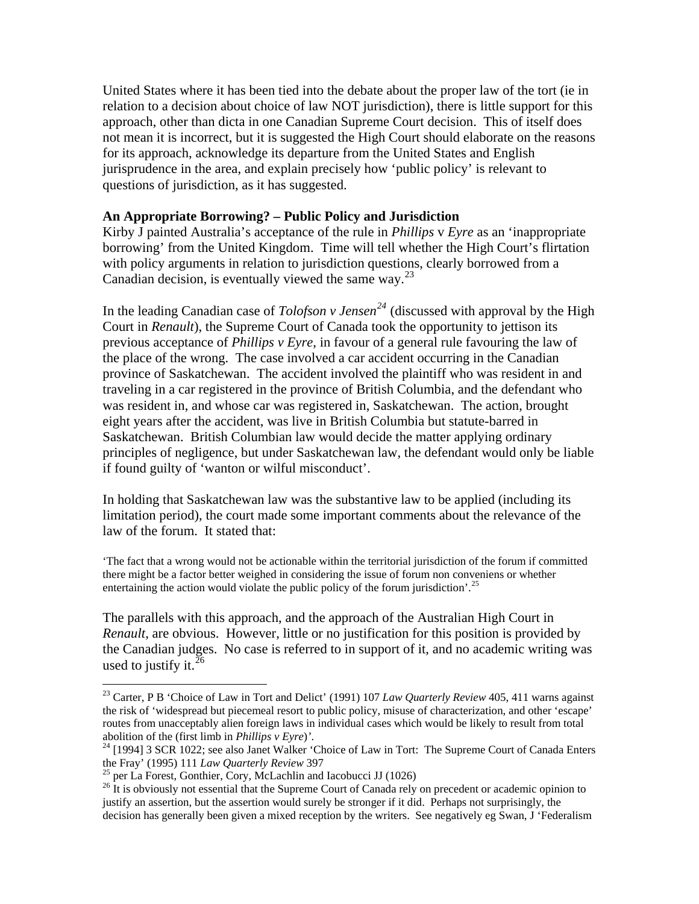United States where it has been tied into the debate about the proper law of the tort (ie in relation to a decision about choice of law NOT jurisdiction), there is little support for this approach, other than dicta in one Canadian Supreme Court decision. This of itself does not mean it is incorrect, but it is suggested the High Court should elaborate on the reasons for its approach, acknowledge its departure from the United States and English jurisprudence in the area, and explain precisely how 'public policy' is relevant to questions of jurisdiction, as it has suggested.

**An Appropriate Borrowing? – Public Policy and Jurisdiction**

Kirby J painted Australia's acceptance of the rule in *Phillips* v *Eyre* as an 'inappropriate borrowing' from the United Kingdom. Time will tell whether the High Court's flirtation with policy arguments in relation to jurisdiction questions, clearly borrowed from a Canadian decision, is eventually viewed the same way.[23]

In the leading Canadian case of *Tolofson v Jensen*[24] (discussed with approval by the High Court in *Renault*), the Supreme Court of Canada took the opportunity to jettison its previous acceptance of *Phillips v Eyre*, in favour of a general rule favouring the law of the place of the wrong. The case involved a car accident occurring in the Canadian province of Saskatchewan. The accident involved the plaintiff who was resident in and traveling in a car registered in the province of British Columbia, and the defendant who was resident in, and whose car was registered in, Saskatchewan. The action, brought eight years after the accident, was live in British Columbia but statute-barred in Saskatchewan. British Columbian law would decide the matter applying ordinary principles of negligence, but under Saskatchewan law, the defendant would only be liable if found guilty of 'wanton or wilful misconduct'.

In holding that Saskatchewan law was the substantive law to be applied (including its limitation period), the court made some important comments about the relevance of the law of the forum. It stated that:

> 'The fact that a wrong would not be actionable within the territorial jurisdiction of the forum if committed there might be a factor better weighed in considering the issue of forum non conveniens or whether entertaining the action would violate the public policy of the forum jurisdiction'.[25]

The parallels with this approach, and the approach of the Australian High Court in *Renault*, are obvious. However, little or no justification for this position is provided by the Canadian judges. No case is referred to in support of it, and no academic writing was used to justify it.[26]

---

[23] Carter, P B 'Choice of Law in Tort and Delict' (1991) 107 *Law Quarterly Review* 405, 411 warns against the risk of 'widespread but piecemeal resort to public policy, misuse of characterization, and other 'escape' routes from unacceptably alien foreign laws in individual cases which would be likely to result from total abolition of the (first limb in *Phillips v Eyre*)'.

[24] [1994] 3 SCR 1022; see also Janet Walker 'Choice of Law in Tort: The Supreme Court of Canada Enters the Fray' (1995) 111 *Law Quarterly Review* 397

[25] per La Forest, Gonthier, Cory, McLachlin and Iacobucci JJ (1026)

[26] It is obviously not essential that the Supreme Court of Canada rely on precedent or academic opinion to justify an assertion, but the assertion would surely be stronger if it did. Perhaps not surprisingly, the decision has generally been given a mixed reception by the writers. See negatively eg Swan, J 'Federalism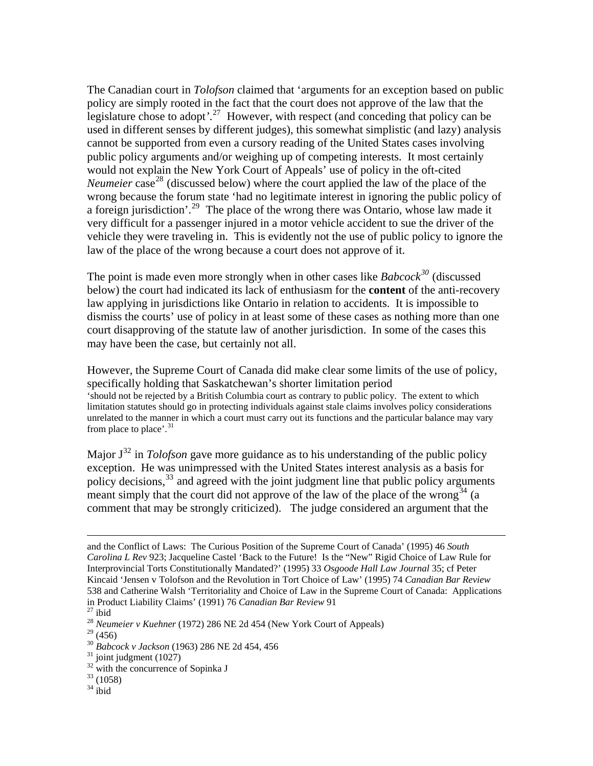The Canadian court in *Tolofson* claimed that 'arguments for an exception based on public policy are simply rooted in the fact that the court does not approve of the law that the legislature chose to adopt'.[27] However, with respect (and conceding that policy can be used in different senses by different judges), this somewhat simplistic (and lazy) analysis cannot be supported from even a cursory reading of the United States cases involving public policy arguments and/or weighing up of competing interests. It most certainly would not explain the New York Court of Appeals' use of policy in the oft-cited *Neumeier* case[28] (discussed below) where the court applied the law of the place of the wrong because the forum state 'had no legitimate interest in ignoring the public policy of a foreign jurisdiction'.[29] The place of the wrong there was Ontario, whose law made it very difficult for a passenger injured in a motor vehicle accident to sue the driver of the vehicle they were traveling in. This is evidently not the use of public policy to ignore the law of the place of the wrong because a court does not approve of it.

The point is made even more strongly when in other cases like *Babcock*[30] (discussed below) the court had indicated its lack of enthusiasm for the **content** of the anti-recovery law applying in jurisdictions like Ontario in relation to accidents. It is impossible to dismiss the courts' use of policy in at least some of these cases as nothing more than one court disapproving of the statute law of another jurisdiction. In some of the cases this may have been the case, but certainly not all.

However, the Supreme Court of Canada did make clear some limits of the use of policy, specifically holding that Saskatchewan's shorter limitation period

> 'should not be rejected by a British Columbia court as contrary to public policy. The extent to which limitation statutes should go in protecting individuals against stale claims involves policy considerations unrelated to the manner in which a court must carry out its functions and the particular balance may vary from place to place'.[31]

Major J[32] in *Tolofson* gave more guidance as to his understanding of the public policy exception. He was unimpressed with the United States interest analysis as a basis for policy decisions,[33] and agreed with the joint judgment line that public policy arguments meant simply that the court did not approve of the law of the place of the wrong[34] (a comment that may be strongly criticized). The judge considered an argument that the

---

and the Conflict of Laws: The Curious Position of the Supreme Court of Canada' (1995) 46 *South Carolina L Rev* 923; Jacqueline Castel 'Back to the Future! Is the "New" Rigid Choice of Law Rule for Interprovincial Torts Constitutionally Mandated?' (1995) 33 *Osgoode Hall Law Journal* 35; cf Peter Kincaid 'Jensen v Tolofson and the Revolution in Tort Choice of Law' (1995) 74 *Canadian Bar Review* 538 and Catherine Walsh 'Territoriality and Choice of Law in the Supreme Court of Canada: Applications in Product Liability Claims' (1991) 76 *Canadian Bar Review* 91

[27] ibid

[28] *Neumeier v Kuehner* (1972) 286 NE 2d 454 (New York Court of Appeals)

[29] (456)

[30] *Babcock v Jackson* (1963) 286 NE 2d 454, 456

[31] joint judgment (1027)

[32] with the concurrence of Sopinka J

[33] (1058)

[34] ibid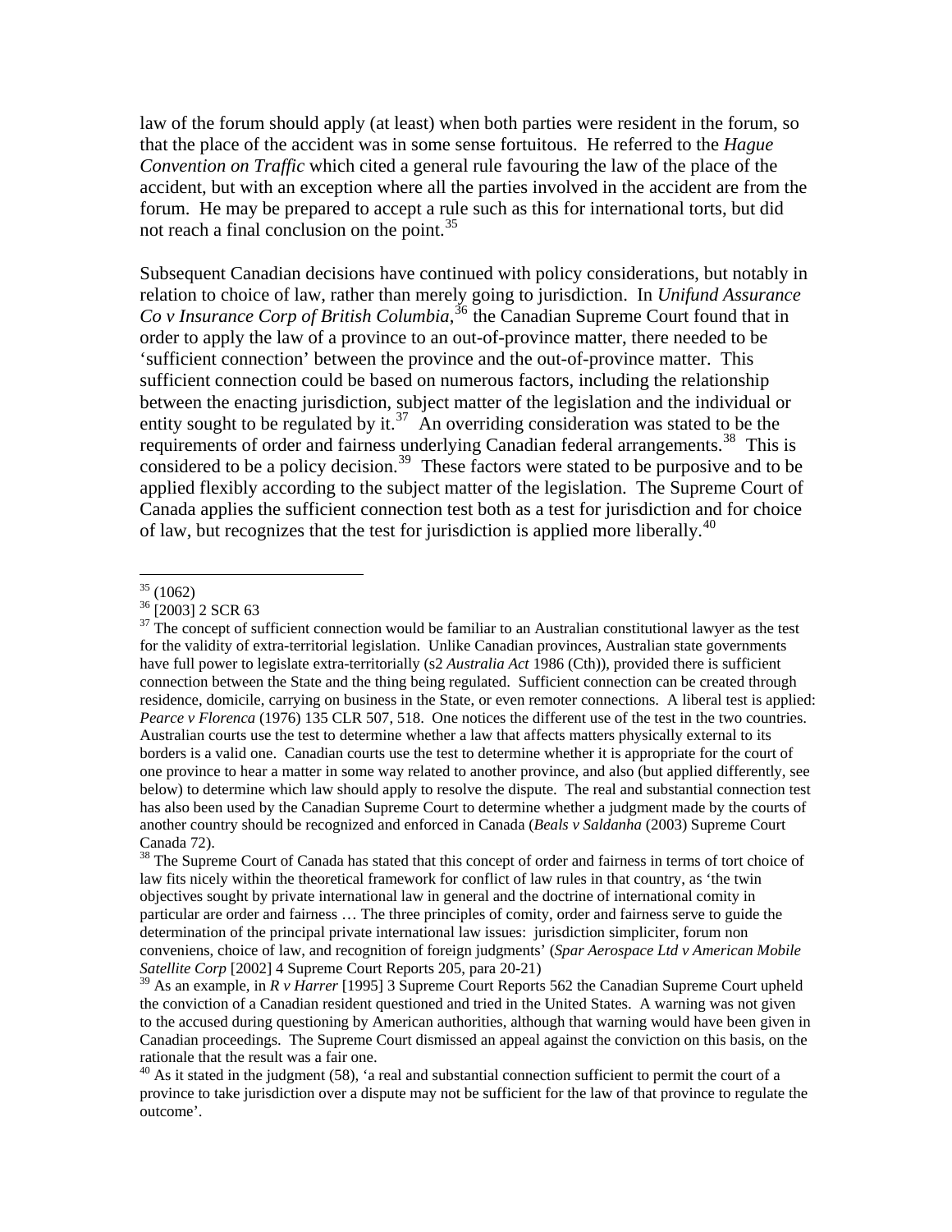law of the forum should apply (at least) when both parties were resident in the forum, so that the place of the accident was in some sense fortuitous. He referred to the *Hague Convention on Traffic* which cited a general rule favouring the law of the place of the accident, but with an exception where all the parties involved in the accident are from the forum. He may be prepared to accept a rule such as this for international torts, but did not reach a final conclusion on the point.[35]

Subsequent Canadian decisions have continued with policy considerations, but notably in relation to choice of law, rather than merely going to jurisdiction. In *Unifund Assurance Co v Insurance Corp of British Columbia*,[36] the Canadian Supreme Court found that in order to apply the law of a province to an out-of-province matter, there needed to be 'sufficient connection' between the province and the out-of-province matter. This sufficient connection could be based on numerous factors, including the relationship between the enacting jurisdiction, subject matter of the legislation and the individual or entity sought to be regulated by it.[37] An overriding consideration was stated to be the requirements of order and fairness underlying Canadian federal arrangements.[38] This is considered to be a policy decision.[39] These factors were stated to be purposive and to be applied flexibly according to the subject matter of the legislation. The Supreme Court of Canada applies the sufficient connection test both as a test for jurisdiction and for choice of law, but recognizes that the test for jurisdiction is applied more liberally.[40]

---

[35] (1062)

[36] [2003] 2 SCR 63

[37] The concept of sufficient connection would be familiar to an Australian constitutional lawyer as the test for the validity of extra-territorial legislation. Unlike Canadian provinces, Australian state governments have full power to legislate extra-territorially (s2 *Australia Act* 1986 (Cth)), provided there is sufficient connection between the State and the thing being regulated. Sufficient connection can be created through residence, domicile, carrying on business in the State, or even remoter connections. A liberal test is applied: *Pearce v Florenca* (1976) 135 CLR 507, 518. One notices the different use of the test in the two countries. Australian courts use the test to determine whether a law that affects matters physically external to its borders is a valid one. Canadian courts use the test to determine whether it is appropriate for the court of one province to hear a matter in some way related to another province, and also (but applied differently, see below) to determine which law should apply to resolve the dispute. The real and substantial connection test has also been used by the Canadian Supreme Court to determine whether a judgment made by the courts of another country should be recognized and enforced in Canada (*Beals v Saldanha* (2003) Supreme Court Canada 72).

[38] The Supreme Court of Canada has stated that this concept of order and fairness in terms of tort choice of law fits nicely within the theoretical framework for conflict of law rules in that country, as 'the twin objectives sought by private international law in general and the doctrine of international comity in particular are order and fairness … The three principles of comity, order and fairness serve to guide the determination of the principal private international law issues: jurisdiction simpliciter, forum non conveniens, choice of law, and recognition of foreign judgments' (*Spar Aerospace Ltd v American Mobile Satellite Corp* [2002] 4 Supreme Court Reports 205, para 20-21)

[39] As an example, in *R v Harrer* [1995] 3 Supreme Court Reports 562 the Canadian Supreme Court upheld the conviction of a Canadian resident questioned and tried in the United States. A warning was not given to the accused during questioning by American authorities, although that warning would have been given in Canadian proceedings. The Supreme Court dismissed an appeal against the conviction on this basis, on the rationale that the result was a fair one.

[40] As it stated in the judgment (58), 'a real and substantial connection sufficient to permit the court of a province to take jurisdiction over a dispute may not be sufficient for the law of that province to regulate the outcome'.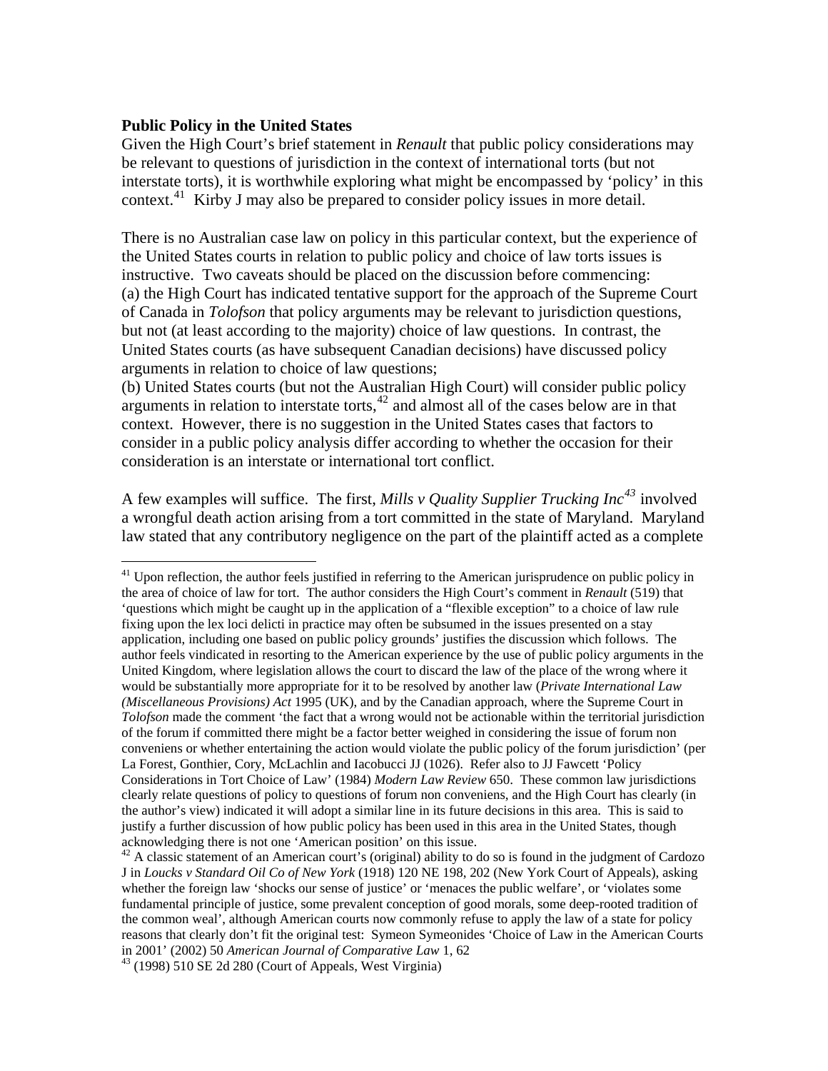**Public Policy in the United States**

Given the High Court's brief statement in *Renault* that public policy considerations may be relevant to questions of jurisdiction in the context of international torts (but not interstate torts), it is worthwhile exploring what might be encompassed by 'policy' in this context.[41] Kirby J may also be prepared to consider policy issues in more detail.

There is no Australian case law on policy in this particular context, but the experience of the United States courts in relation to public policy and choice of law torts issues is instructive. Two caveats should be placed on the discussion before commencing:
(a) the High Court has indicated tentative support for the approach of the Supreme Court of Canada in *Tolofson* that policy arguments may be relevant to jurisdiction questions, but not (at least according to the majority) choice of law questions. In contrast, the United States courts (as have subsequent Canadian decisions) have discussed policy arguments in relation to choice of law questions;
(b) United States courts (but not the Australian High Court) will consider public policy arguments in relation to interstate torts,[42] and almost all of the cases below are in that context. However, there is no suggestion in the United States cases that factors to consider in a public policy analysis differ according to whether the occasion for their consideration is an interstate or international tort conflict.

A few examples will suffice. The first, *Mills v Quality Supplier Trucking Inc*[43] involved a wrongful death action arising from a tort committed in the state of Maryland. Maryland law stated that any contributory negligence on the part of the plaintiff acted as a complete

---

[41] Upon reflection, the author feels justified in referring to the American jurisprudence on public policy in the area of choice of law for tort. The author considers the High Court's comment in *Renault* (519) that 'questions which might be caught up in the application of a "flexible exception" to a choice of law rule fixing upon the lex loci delicti in practice may often be subsumed in the issues presented on a stay application, including one based on public policy grounds' justifies the discussion which follows. The author feels vindicated in resorting to the American experience by the use of public policy arguments in the United Kingdom, where legislation allows the court to discard the law of the place of the wrong where it would be substantially more appropriate for it to be resolved by another law (*Private International Law (Miscellaneous Provisions) Act* 1995 (UK), and by the Canadian approach, where the Supreme Court in *Tolofson* made the comment 'the fact that a wrong would not be actionable within the territorial jurisdiction of the forum if committed there might be a factor better weighed in considering the issue of forum non conveniens or whether entertaining the action would violate the public policy of the forum jurisdiction' (per La Forest, Gonthier, Cory, McLachlin and Iacobucci JJ (1026). Refer also to JJ Fawcett 'Policy Considerations in Tort Choice of Law' (1984) *Modern Law Review* 650. These common law jurisdictions clearly relate questions of policy to questions of forum non conveniens, and the High Court has clearly (in the author's view) indicated it will adopt a similar line in its future decisions in this area. This is said to justify a further discussion of how public policy has been used in this area in the United States, though acknowledging there is not one 'American position' on this issue.

[42] A classic statement of an American court's (original) ability to do so is found in the judgment of Cardozo J in *Loucks v Standard Oil Co of New York* (1918) 120 NE 198, 202 (New York Court of Appeals), asking whether the foreign law 'shocks our sense of justice' or 'menaces the public welfare', or 'violates some fundamental principle of justice, some prevalent conception of good morals, some deep-rooted tradition of the common weal', although American courts now commonly refuse to apply the law of a state for policy reasons that clearly don't fit the original test: Symeon Symeonides 'Choice of Law in the American Courts in 2001' (2002) 50 *American Journal of Comparative Law* 1, 62

[43] (1998) 510 SE 2d 280 (Court of Appeals, West Virginia)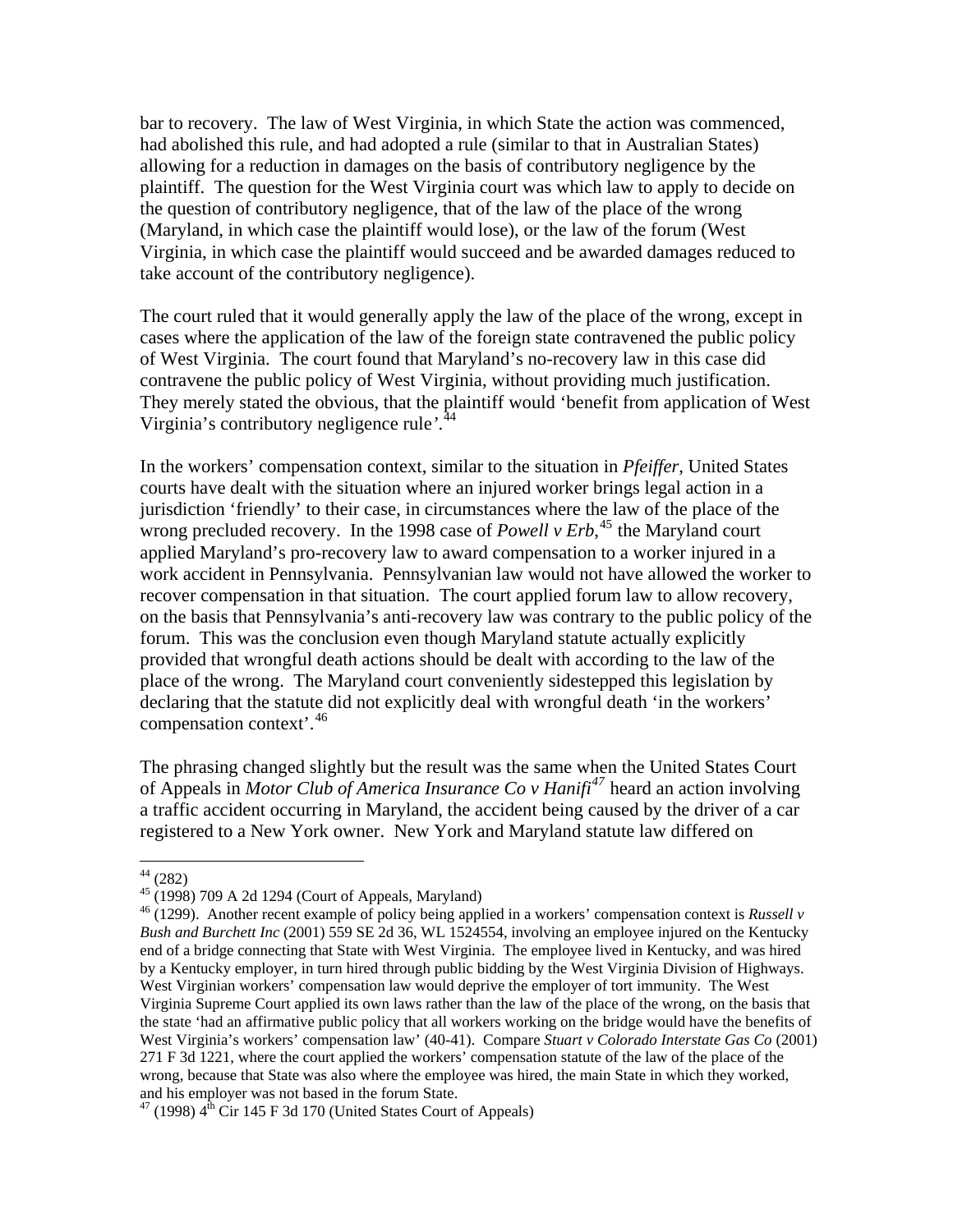bar to recovery. The law of West Virginia, in which State the action was commenced, had abolished this rule, and had adopted a rule (similar to that in Australian States) allowing for a reduction in damages on the basis of contributory negligence by the plaintiff. The question for the West Virginia court was which law to apply to decide on the question of contributory negligence, that of the law of the place of the wrong (Maryland, in which case the plaintiff would lose), or the law of the forum (West Virginia, in which case the plaintiff would succeed and be awarded damages reduced to take account of the contributory negligence).

The court ruled that it would generally apply the law of the place of the wrong, except in cases where the application of the law of the foreign state contravened the public policy of West Virginia. The court found that Maryland's no-recovery law in this case did contravene the public policy of West Virginia, without providing much justification. They merely stated the obvious, that the plaintiff would 'benefit from application of West Virginia's contributory negligence rule'.[44]

In the workers' compensation context, similar to the situation in *Pfeiffer*, United States courts have dealt with the situation where an injured worker brings legal action in a jurisdiction 'friendly' to their case, in circumstances where the law of the place of the wrong precluded recovery. In the 1998 case of *Powell v Erb*,[45] the Maryland court applied Maryland's pro-recovery law to award compensation to a worker injured in a work accident in Pennsylvania. Pennsylvanian law would not have allowed the worker to recover compensation in that situation. The court applied forum law to allow recovery, on the basis that Pennsylvania's anti-recovery law was contrary to the public policy of the forum. This was the conclusion even though Maryland statute actually explicitly provided that wrongful death actions should be dealt with according to the law of the place of the wrong. The Maryland court conveniently sidestepped this legislation by declaring that the statute did not explicitly deal with wrongful death 'in the workers' compensation context'.[46]

The phrasing changed slightly but the result was the same when the United States Court of Appeals in *Motor Club of America Insurance Co v Hanifi*[47] heard an action involving a traffic accident occurring in Maryland, the accident being caused by the driver of a car registered to a New York owner. New York and Maryland statute law differed on

---

[44] (282)

[45] (1998) 709 A 2d 1294 (Court of Appeals, Maryland)

[46] (1299). Another recent example of policy being applied in a workers' compensation context is *Russell v Bush and Burchett Inc* (2001) 559 SE 2d 36, WL 1524554, involving an employee injured on the Kentucky end of a bridge connecting that State with West Virginia. The employee lived in Kentucky, and was hired by a Kentucky employer, in turn hired through public bidding by the West Virginia Division of Highways. West Virginian workers' compensation law would deprive the employer of tort immunity. The West Virginia Supreme Court applied its own laws rather than the law of the place of the wrong, on the basis that the state 'had an affirmative public policy that all workers working on the bridge would have the benefits of West Virginia's workers' compensation law' (40-41). Compare *Stuart v Colorado Interstate Gas Co* (2001) 271 F 3d 1221, where the court applied the workers' compensation statute of the law of the place of the wrong, because that State was also where the employee was hired, the main State in which they worked, and his employer was not based in the forum State.

[47] (1998) 4th Cir 145 F 3d 170 (United States Court of Appeals)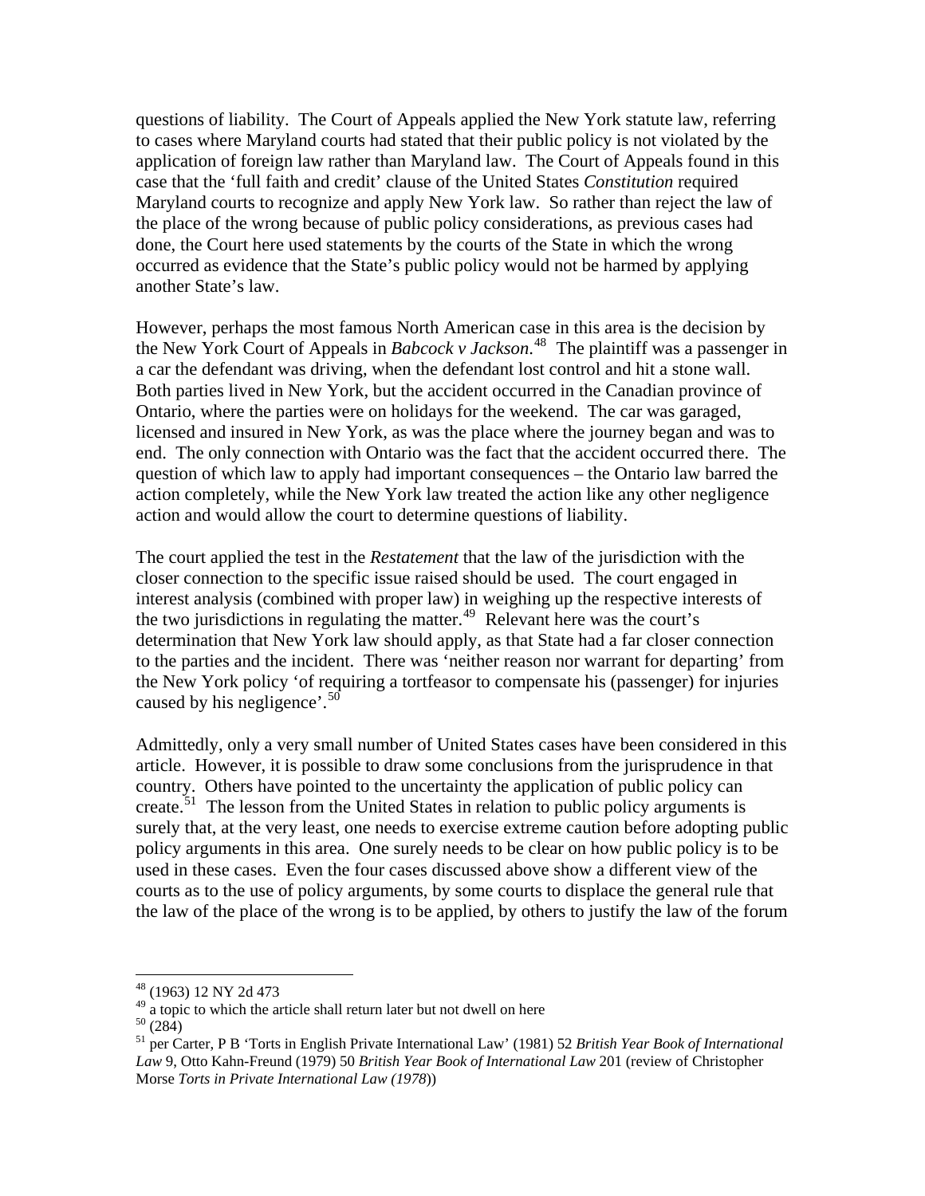questions of liability. The Court of Appeals applied the New York statute law, referring to cases where Maryland courts had stated that their public policy is not violated by the application of foreign law rather than Maryland law. The Court of Appeals found in this case that the 'full faith and credit' clause of the United States *Constitution* required Maryland courts to recognize and apply New York law. So rather than reject the law of the place of the wrong because of public policy considerations, as previous cases had done, the Court here used statements by the courts of the State in which the wrong occurred as evidence that the State's public policy would not be harmed by applying another State's law.

However, perhaps the most famous North American case in this area is the decision by the New York Court of Appeals in *Babcock v Jackson*.[48] The plaintiff was a passenger in a car the defendant was driving, when the defendant lost control and hit a stone wall. Both parties lived in New York, but the accident occurred in the Canadian province of Ontario, where the parties were on holidays for the weekend. The car was garaged, licensed and insured in New York, as was the place where the journey began and was to end. The only connection with Ontario was the fact that the accident occurred there. The question of which law to apply had important consequences – the Ontario law barred the action completely, while the New York law treated the action like any other negligence action and would allow the court to determine questions of liability.

The court applied the test in the *Restatement* that the law of the jurisdiction with the closer connection to the specific issue raised should be used. The court engaged in interest analysis (combined with proper law) in weighing up the respective interests of the two jurisdictions in regulating the matter.[49] Relevant here was the court's determination that New York law should apply, as that State had a far closer connection to the parties and the incident. There was 'neither reason nor warrant for departing' from the New York policy 'of requiring a tortfeasor to compensate his (passenger) for injuries caused by his negligence'.[50]

Admittedly, only a very small number of United States cases have been considered in this article. However, it is possible to draw some conclusions from the jurisprudence in that country. Others have pointed to the uncertainty the application of public policy can create.[51] The lesson from the United States in relation to public policy arguments is surely that, at the very least, one needs to exercise extreme caution before adopting public policy arguments in this area. One surely needs to be clear on how public policy is to be used in these cases. Even the four cases discussed above show a different view of the courts as to the use of policy arguments, by some courts to displace the general rule that the law of the place of the wrong is to be applied, by others to justify the law of the forum

---

[48] (1963) 12 NY 2d 473

[49] a topic to which the article shall return later but not dwell on here

[50] (284)

[51] per Carter, P B 'Torts in English Private International Law' (1981) 52 *British Year Book of International Law* 9, Otto Kahn-Freund (1979) 50 *British Year Book of International Law* 201 (review of Christopher Morse *Torts in Private International Law (1978)*)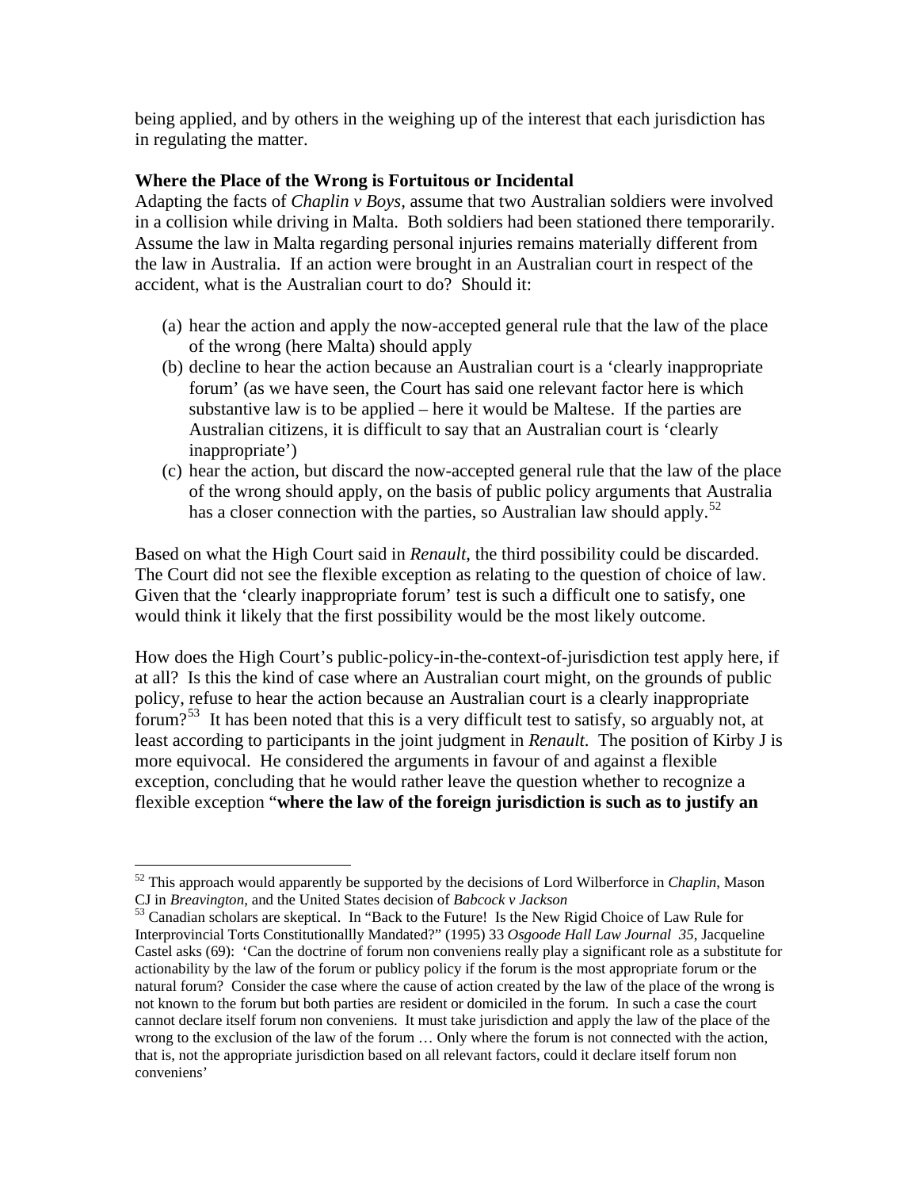being applied, and by others in the weighing up of the interest that each jurisdiction has in regulating the matter.

**Where the Place of the Wrong is Fortuitous or Incidental**

Adapting the facts of *Chaplin v Boys*, assume that two Australian soldiers were involved in a collision while driving in Malta. Both soldiers had been stationed there temporarily. Assume the law in Malta regarding personal injuries remains materially different from the law in Australia. If an action were brought in an Australian court in respect of the accident, what is the Australian court to do? Should it:

(a) hear the action and apply the now-accepted general rule that the law of the place of the wrong (here Malta) should apply
(b) decline to hear the action because an Australian court is a 'clearly inappropriate forum' (as we have seen, the Court has said one relevant factor here is which substantive law is to be applied – here it would be Maltese. If the parties are Australian citizens, it is difficult to say that an Australian court is 'clearly inappropriate')
(c) hear the action, but discard the now-accepted general rule that the law of the place of the wrong should apply, on the basis of public policy arguments that Australia has a closer connection with the parties, so Australian law should apply.[52]

Based on what the High Court said in *Renault*, the third possibility could be discarded. The Court did not see the flexible exception as relating to the question of choice of law. Given that the 'clearly inappropriate forum' test is such a difficult one to satisfy, one would think it likely that the first possibility would be the most likely outcome.

How does the High Court's public-policy-in-the-context-of-jurisdiction test apply here, if at all? Is this the kind of case where an Australian court might, on the grounds of public policy, refuse to hear the action because an Australian court is a clearly inappropriate forum?[53] It has been noted that this is a very difficult test to satisfy, so arguably not, at least according to participants in the joint judgment in *Renault*. The position of Kirby J is more equivocal. He considered the arguments in favour of and against a flexible exception, concluding that he would rather leave the question whether to recognize a flexible exception "**where the law of the foreign jurisdiction is such as to justify an**

---

[52] This approach would apparently be supported by the decisions of Lord Wilberforce in *Chaplin*, Mason CJ in *Breavington*, and the United States decision of *Babcock v Jackson*

[53] Canadian scholars are skeptical. In "Back to the Future! Is the New Rigid Choice of Law Rule for Interprovincial Torts Constitutionallly Mandated?" (1995) 33 *Osgoode Hall Law Journal 35*, Jacqueline Castel asks (69): 'Can the doctrine of forum non conveniens really play a significant role as a substitute for actionability by the law of the forum or publicy policy if the forum is the most appropriate forum or the natural forum? Consider the case where the cause of action created by the law of the place of the wrong is not known to the forum but both parties are resident or domiciled in the forum. In such a case the court cannot declare itself forum non conveniens. It must take jurisdiction and apply the law of the place of the wrong to the exclusion of the law of the forum … Only where the forum is not connected with the action, that is, not the appropriate jurisdiction based on all relevant factors, could it declare itself forum non conveniens'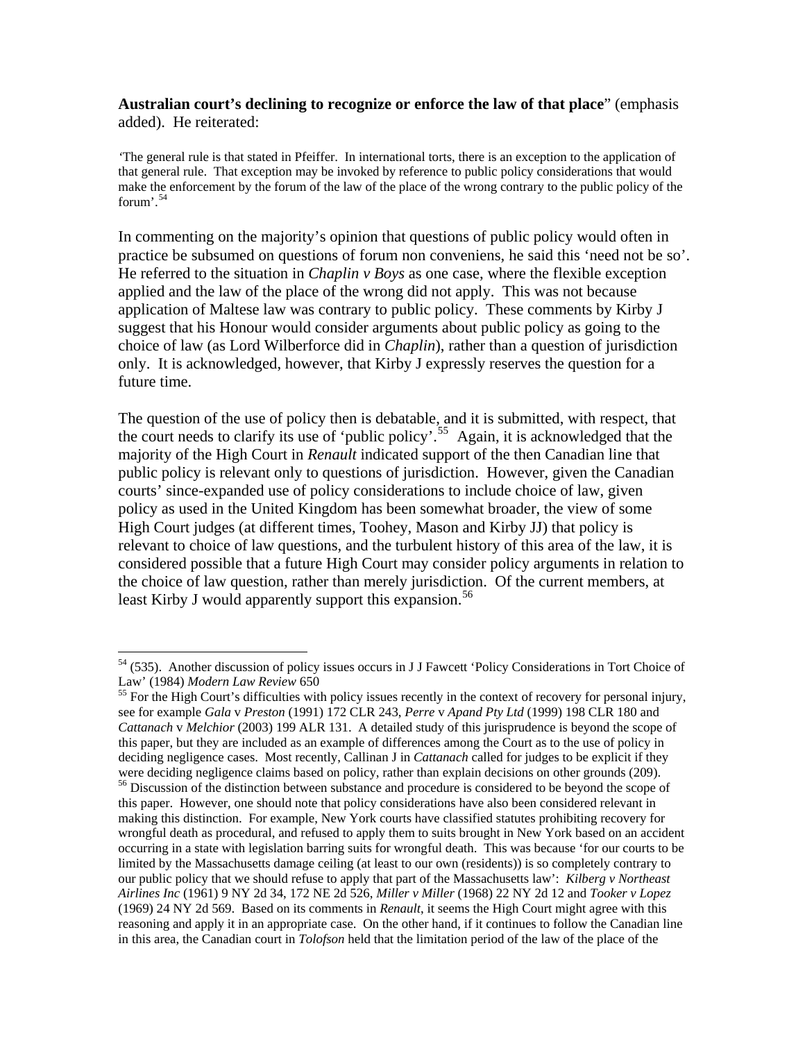**Australian court's declining to recognize or enforce the law of that place**" (emphasis added). He reiterated:

'The general rule is that stated in Pfeiffer. In international torts, there is an exception to the application of that general rule. That exception may be invoked by reference to public policy considerations that would make the enforcement by the forum of the law of the place of the wrong contrary to the public policy of the forum'.[54]

In commenting on the majority's opinion that questions of public policy would often in practice be subsumed on questions of forum non conveniens, he said this 'need not be so'. He referred to the situation in *Chaplin v Boys* as one case, where the flexible exception applied and the law of the place of the wrong did not apply. This was not because application of Maltese law was contrary to public policy. These comments by Kirby J suggest that his Honour would consider arguments about public policy as going to the choice of law (as Lord Wilberforce did in *Chaplin*), rather than a question of jurisdiction only. It is acknowledged, however, that Kirby J expressly reserves the question for a future time.

The question of the use of policy then is debatable, and it is submitted, with respect, that the court needs to clarify its use of 'public policy'.[55] Again, it is acknowledged that the majority of the High Court in *Renault* indicated support of the then Canadian line that public policy is relevant only to questions of jurisdiction. However, given the Canadian courts' since-expanded use of policy considerations to include choice of law, given policy as used in the United Kingdom has been somewhat broader, the view of some High Court judges (at different times, Toohey, Mason and Kirby JJ) that policy is relevant to choice of law questions, and the turbulent history of this area of the law, it is considered possible that a future High Court may consider policy arguments in relation to the choice of law question, rather than merely jurisdiction. Of the current members, at least Kirby J would apparently support this expansion.[56]

---

[54] (535). Another discussion of policy issues occurs in J J Fawcett 'Policy Considerations in Tort Choice of Law' (1984) *Modern Law Review* 650

[55] For the High Court's difficulties with policy issues recently in the context of recovery for personal injury, see for example *Gala* v *Preston* (1991) 172 CLR 243, *Perre* v *Apand Pty Ltd* (1999) 198 CLR 180 and *Cattanach* v *Melchior* (2003) 199 ALR 131. A detailed study of this jurisprudence is beyond the scope of this paper, but they are included as an example of differences among the Court as to the use of policy in deciding negligence cases. Most recently, Callinan J in *Cattanach* called for judges to be explicit if they were deciding negligence claims based on policy, rather than explain decisions on other grounds (209).

[56] Discussion of the distinction between substance and procedure is considered to be beyond the scope of this paper. However, one should note that policy considerations have also been considered relevant in making this distinction. For example, New York courts have classified statutes prohibiting recovery for wrongful death as procedural, and refused to apply them to suits brought in New York based on an accident occurring in a state with legislation barring suits for wrongful death. This was because 'for our courts to be limited by the Massachusetts damage ceiling (at least to our own (residents)) is so completely contrary to our public policy that we should refuse to apply that part of the Massachusetts law': *Kilberg v Northeast Airlines Inc* (1961) 9 NY 2d 34, 172 NE 2d 526, *Miller v Miller* (1968) 22 NY 2d 12 and *Tooker v Lopez* (1969) 24 NY 2d 569. Based on its comments in *Renault*, it seems the High Court might agree with this reasoning and apply it in an appropriate case. On the other hand, if it continues to follow the Canadian line in this area, the Canadian court in *Tolofson* held that the limitation period of the law of the place of the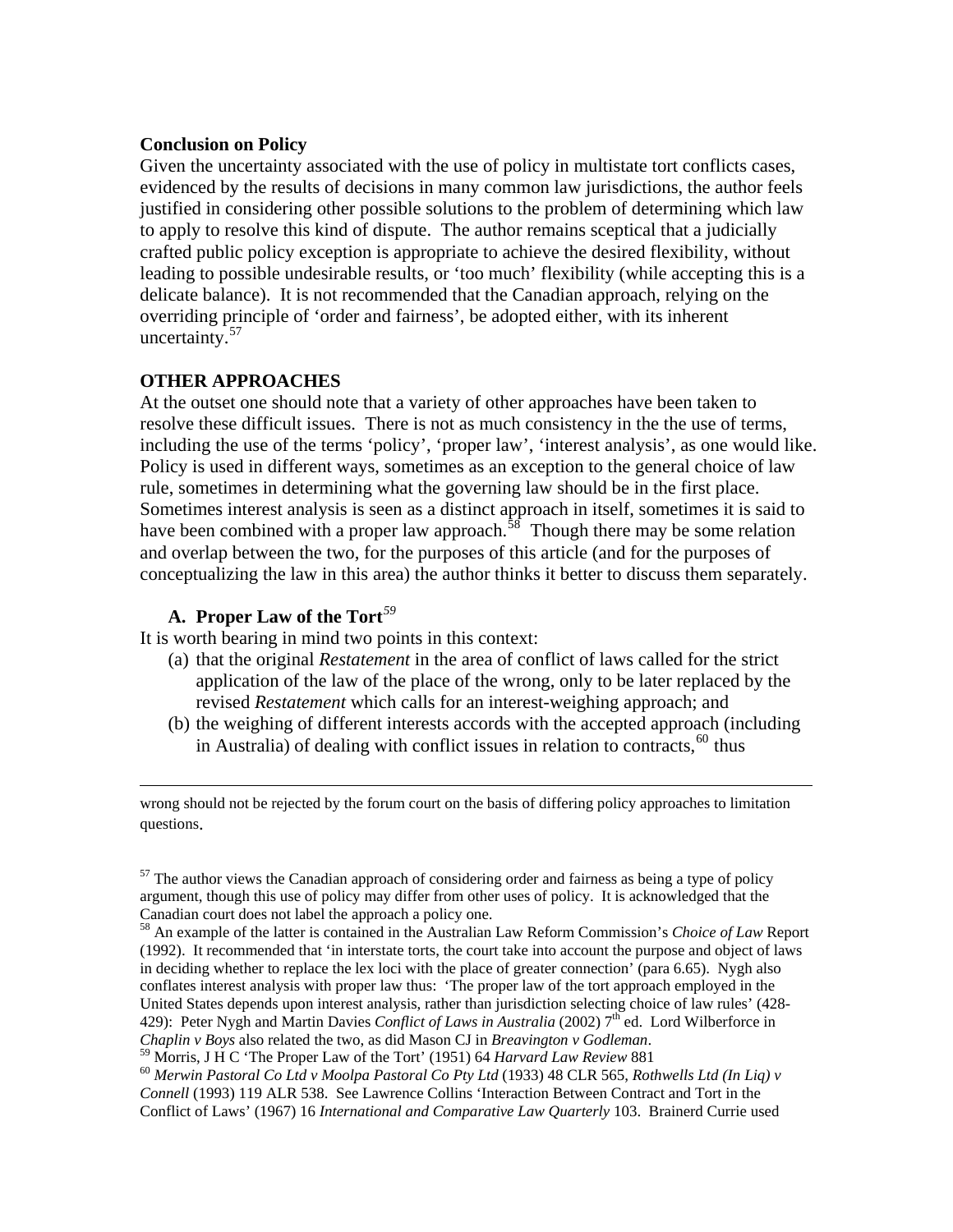**Conclusion on Policy**

Given the uncertainty associated with the use of policy in multistate tort conflicts cases, evidenced by the results of decisions in many common law jurisdictions, the author feels justified in considering other possible solutions to the problem of determining which law to apply to resolve this kind of dispute. The author remains sceptical that a judicially crafted public policy exception is appropriate to achieve the desired flexibility, without leading to possible undesirable results, or 'too much' flexibility (while accepting this is a delicate balance). It is not recommended that the Canadian approach, relying on the overriding principle of 'order and fairness', be adopted either, with its inherent uncertainty.[57]

## OTHER APPROACHES

At the outset one should note that a variety of other approaches have been taken to resolve these difficult issues. There is not as much consistency in the the use of terms, including the use of the terms 'policy', 'proper law', 'interest analysis', as one would like. Policy is used in different ways, sometimes as an exception to the general choice of law rule, sometimes in determining what the governing law should be in the first place. Sometimes interest analysis is seen as a distinct approach in itself, sometimes it is said to have been combined with a proper law approach.[58] Though there may be some relation and overlap between the two, for the purposes of this article (and for the purposes of conceptualizing the law in this area) the author thinks it better to discuss them separately.

### A. Proper Law of the Tort[59]

It is worth bearing in mind two points in this context:

(a) that the original *Restatement* in the area of conflict of laws called for the strict application of the law of the place of the wrong, only to be later replaced by the revised *Restatement* which calls for an interest-weighing approach; and

(b) the weighing of different interests accords with the accepted approach (including in Australia) of dealing with conflict issues in relation to contracts,[60] thus

---

wrong should not be rejected by the forum court on the basis of differing policy approaches to limitation questions.

[57] The author views the Canadian approach of considering order and fairness as being a type of policy argument, though this use of policy may differ from other uses of policy. It is acknowledged that the Canadian court does not label the approach a policy one.

[58] An example of the latter is contained in the Australian Law Reform Commission's *Choice of Law* Report (1992). It recommended that 'in interstate torts, the court take into account the purpose and object of laws in deciding whether to replace the lex loci with the place of greater connection' (para 6.65). Nygh also conflates interest analysis with proper law thus: 'The proper law of the tort approach employed in the United States depends upon interest analysis, rather than jurisdiction selecting choice of law rules' (428-429): Peter Nygh and Martin Davies *Conflict of Laws in Australia* (2002) 7th ed. Lord Wilberforce in *Chaplin v Boys* also related the two, as did Mason CJ in *Breavington v Godleman*.

[59] Morris, J H C 'The Proper Law of the Tort' (1951) 64 *Harvard Law Review* 881

[60] *Merwin Pastoral Co Ltd v Moolpa Pastoral Co Pty Ltd* (1933) 48 CLR 565, *Rothwells Ltd (In Liq) v Connell* (1993) 119 ALR 538. See Lawrence Collins 'Interaction Between Contract and Tort in the Conflict of Laws' (1967) 16 *International and Comparative Law Quarterly* 103. Brainerd Currie used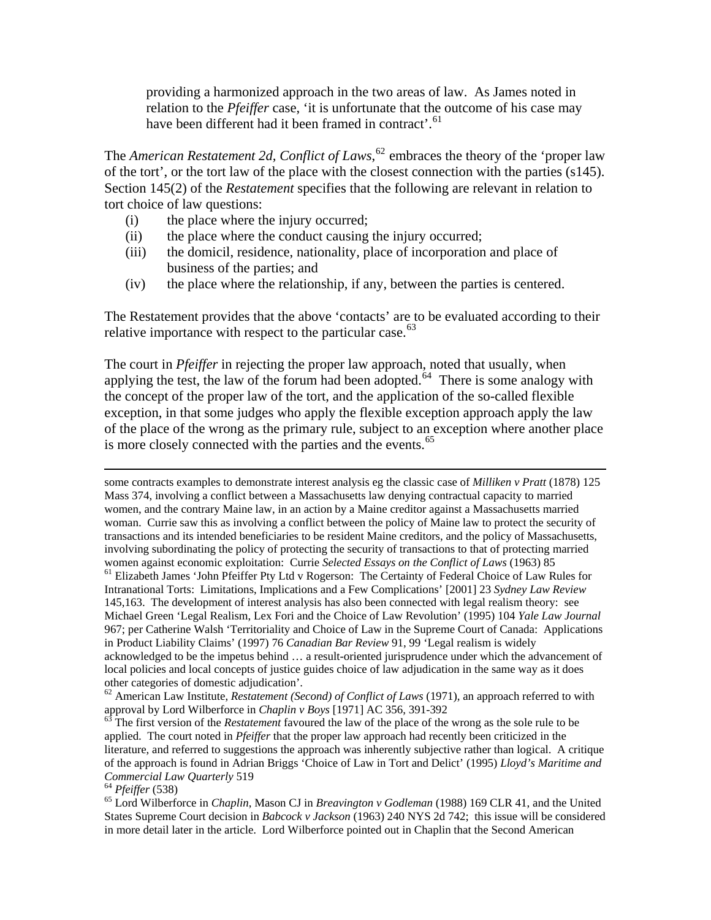providing a harmonized approach in the two areas of law. As James noted in relation to the *Pfeiffer* case, 'it is unfortunate that the outcome of his case may have been different had it been framed in contract'.[61]

The *American Restatement 2d, Conflict of Laws*,[62] embraces the theory of the 'proper law of the tort', or the tort law of the place with the closest connection with the parties (s145). Section 145(2) of the *Restatement* specifies that the following are relevant in relation to tort choice of law questions:

(i) the place where the injury occurred;
(ii) the place where the conduct causing the injury occurred;
(iii) the domicil, residence, nationality, place of incorporation and place of business of the parties; and
(iv) the place where the relationship, if any, between the parties is centered.

The Restatement provides that the above 'contacts' are to be evaluated according to their relative importance with respect to the particular case.[63]

The court in *Pfeiffer* in rejecting the proper law approach, noted that usually, when applying the test, the law of the forum had been adopted.[64] There is some analogy with the concept of the proper law of the tort, and the application of the so-called flexible exception, in that some judges who apply the flexible exception approach apply the law of the place of the wrong as the primary rule, subject to an exception where another place is more closely connected with the parties and the events.[65]

---

some contracts examples to demonstrate interest analysis eg the classic case of *Milliken v Pratt* (1878) 125 Mass 374, involving a conflict between a Massachusetts law denying contractual capacity to married women, and the contrary Maine law, in an action by a Maine creditor against a Massachusetts married woman. Currie saw this as involving a conflict between the policy of Maine law to protect the security of transactions and its intended beneficiaries to be resident Maine creditors, and the policy of Massachusetts, involving subordinating the policy of protecting the security of transactions to that of protecting married women against economic exploitation: Currie *Selected Essays on the Conflict of Laws* (1963) 85

[61] Elizabeth James 'John Pfeiffer Pty Ltd v Rogerson: The Certainty of Federal Choice of Law Rules for Intranational Torts: Limitations, Implications and a Few Complications' [2001] 23 *Sydney Law Review* 145,163. The development of interest analysis has also been connected with legal realism theory: see Michael Green 'Legal Realism, Lex Fori and the Choice of Law Revolution' (1995) 104 *Yale Law Journal* 967; per Catherine Walsh 'Territoriality and Choice of Law in the Supreme Court of Canada: Applications in Product Liability Claims' (1997) 76 *Canadian Bar Review* 91, 99 'Legal realism is widely acknowledged to be the impetus behind … a result-oriented jurisprudence under which the advancement of local policies and local concepts of justice guides choice of law adjudication in the same way as it does other categories of domestic adjudication'.

[62] American Law Institute, *Restatement (Second) of Conflict of Laws* (1971), an approach referred to with approval by Lord Wilberforce in *Chaplin v Boys* [1971] AC 356, 391-392

[63] The first version of the *Restatement* favoured the law of the place of the wrong as the sole rule to be applied. The court noted in *Pfeiffer* that the proper law approach had recently been criticized in the literature, and referred to suggestions the approach was inherently subjective rather than logical. A critique of the approach is found in Adrian Briggs 'Choice of Law in Tort and Delict' (1995) *Lloyd's Maritime and Commercial Law Quarterly* 519

[64] *Pfeiffer* (538)

[65] Lord Wilberforce in *Chaplin*, Mason CJ in *Breavington v Godleman* (1988) 169 CLR 41, and the United States Supreme Court decision in *Babcock v Jackson* (1963) 240 NYS 2d 742; this issue will be considered in more detail later in the article. Lord Wilberforce pointed out in Chaplin that the Second American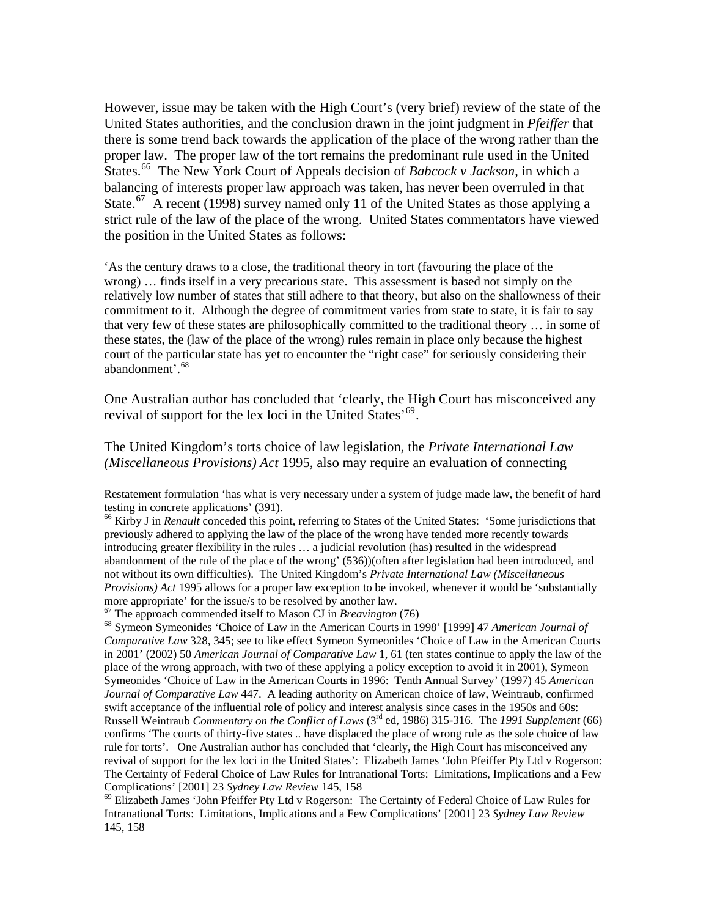However, issue may be taken with the High Court's (very brief) review of the state of the United States authorities, and the conclusion drawn in the joint judgment in *Pfeiffer* that there is some trend back towards the application of the place of the wrong rather than the proper law. The proper law of the tort remains the predominant rule used in the United States.[66] The New York Court of Appeals decision of *Babcock v Jackson*, in which a balancing of interests proper law approach was taken, has never been overruled in that State.[67] A recent (1998) survey named only 11 of the United States as those applying a strict rule of the law of the place of the wrong. United States commentators have viewed the position in the United States as follows:

> 'As the century draws to a close, the traditional theory in tort (favouring the place of the wrong) … finds itself in a very precarious state. This assessment is based not simply on the relatively low number of states that still adhere to that theory, but also on the shallowness of their commitment to it. Although the degree of commitment varies from state to state, it is fair to say that very few of these states are philosophically committed to the traditional theory … in some of these states, the (law of the place of the wrong) rules remain in place only because the highest court of the particular state has yet to encounter the "right case" for seriously considering their abandonment'.[68]

One Australian author has concluded that 'clearly, the High Court has misconceived any revival of support for the lex loci in the United States'[69].

The United Kingdom's torts choice of law legislation, the *Private International Law (Miscellaneous Provisions) Act* 1995, also may require an evaluation of connecting

---

Restatement formulation 'has what is very necessary under a system of judge made law, the benefit of hard testing in concrete applications' (391).

[66] Kirby J in *Renault* conceded this point, referring to States of the United States: 'Some jurisdictions that previously adhered to applying the law of the place of the wrong have tended more recently towards introducing greater flexibility in the rules … a judicial revolution (has) resulted in the widespread abandonment of the rule of the place of the wrong' (536))(often after legislation had been introduced, and not without its own difficulties). The United Kingdom's *Private International Law (Miscellaneous Provisions) Act* 1995 allows for a proper law exception to be invoked, whenever it would be 'substantially more appropriate' for the issue/s to be resolved by another law.

[67] The approach commended itself to Mason CJ in *Breavington* (76)

[68] Symeon Symeonides 'Choice of Law in the American Courts in 1998' [1999] 47 *American Journal of Comparative Law* 328, 345; see to like effect Symeon Symeonides 'Choice of Law in the American Courts in 2001' (2002) 50 *American Journal of Comparative Law* 1, 61 (ten states continue to apply the law of the place of the wrong approach, with two of these applying a policy exception to avoid it in 2001), Symeon Symeonides 'Choice of Law in the American Courts in 1996: Tenth Annual Survey' (1997) 45 *American Journal of Comparative Law* 447. A leading authority on American choice of law, Weintraub, confirmed swift acceptance of the influential role of policy and interest analysis since cases in the 1950s and 60s: Russell Weintraub *Commentary on the Conflict of Laws* (3rd ed, 1986) 315-316. The *1991 Supplement* (66) confirms 'The courts of thirty-five states .. have displaced the place of wrong rule as the sole choice of law rule for torts'. One Australian author has concluded that 'clearly, the High Court has misconceived any revival of support for the lex loci in the United States': Elizabeth James 'John Pfeiffer Pty Ltd v Rogerson: The Certainty of Federal Choice of Law Rules for Intranational Torts: Limitations, Implications and a Few Complications' [2001] 23 *Sydney Law Review* 145, 158

[69] Elizabeth James 'John Pfeiffer Pty Ltd v Rogerson: The Certainty of Federal Choice of Law Rules for Intranational Torts: Limitations, Implications and a Few Complications' [2001] 23 *Sydney Law Review* 145, 158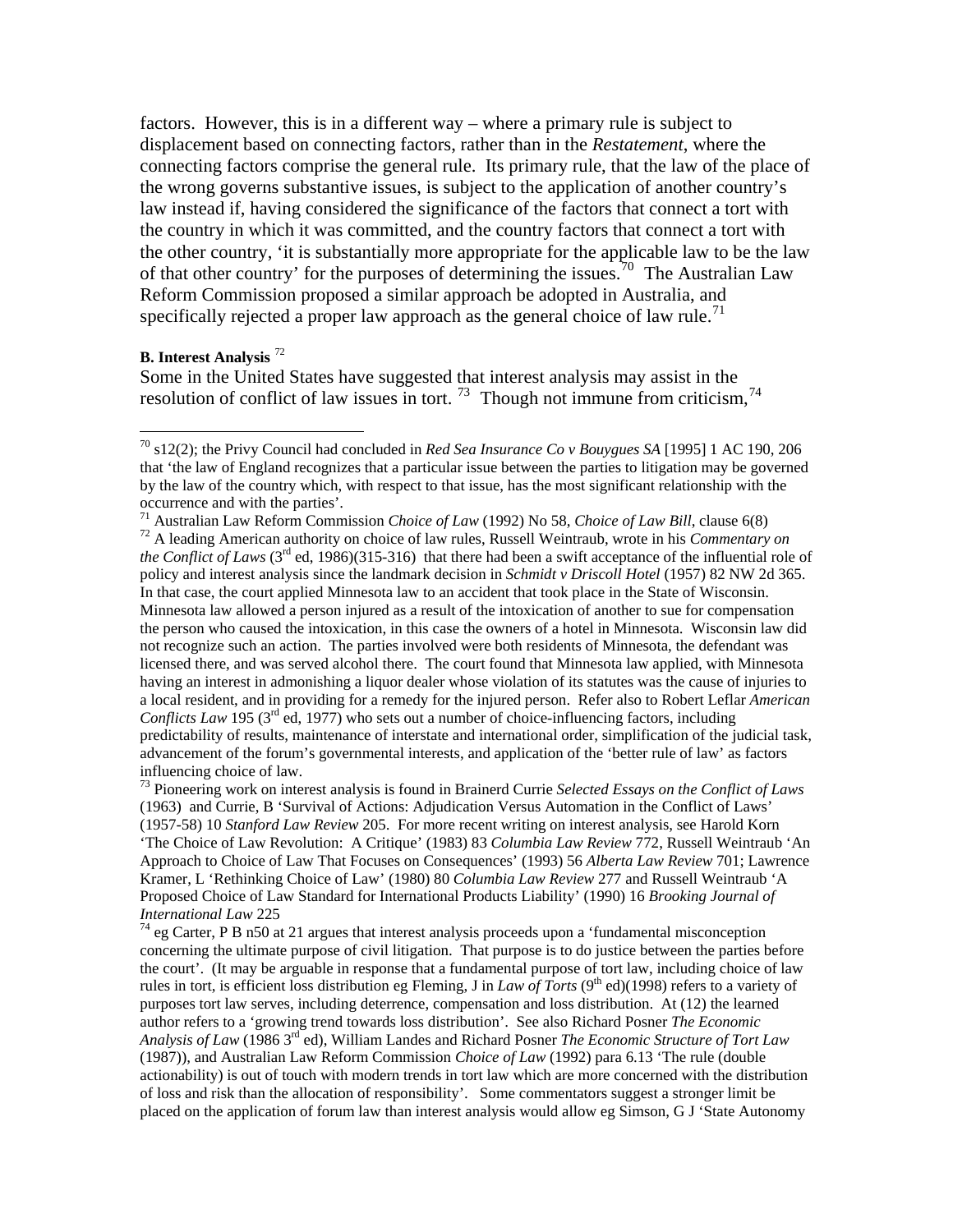factors. However, this is in a different way – where a primary rule is subject to displacement based on connecting factors, rather than in the *Restatement*, where the connecting factors comprise the general rule. Its primary rule, that the law of the place of the wrong governs substantive issues, is subject to the application of another country's law instead if, having considered the significance of the factors that connect a tort with the country in which it was committed, and the country factors that connect a tort with the other country, 'it is substantially more appropriate for the applicable law to be the law of that other country' for the purposes of determining the issues.[70] The Australian Law Reform Commission proposed a similar approach be adopted in Australia, and specifically rejected a proper law approach as the general choice of law rule.[71]

**B. Interest Analysis** [72]

Some in the United States have suggested that interest analysis may assist in the resolution of conflict of law issues in tort. [73] Though not immune from criticism,[74]

---

[70] s12(2); the Privy Council had concluded in *Red Sea Insurance Co v Bouygues SA* [1995] 1 AC 190, 206 that 'the law of England recognizes that a particular issue between the parties to litigation may be governed by the law of the country which, with respect to that issue, has the most significant relationship with the occurrence and with the parties'.

[71] Australian Law Reform Commission *Choice of Law* (1992) No 58, *Choice of Law Bill*, clause 6(8)

[72] A leading American authority on choice of law rules, Russell Weintraub, wrote in his *Commentary on the Conflict of Laws* (3rd ed, 1986)(315-316) that there had been a swift acceptance of the influential role of policy and interest analysis since the landmark decision in *Schmidt v Driscoll Hotel* (1957) 82 NW 2d 365. In that case, the court applied Minnesota law to an accident that took place in the State of Wisconsin. Minnesota law allowed a person injured as a result of the intoxication of another to sue for compensation the person who caused the intoxication, in this case the owners of a hotel in Minnesota. Wisconsin law did not recognize such an action. The parties involved were both residents of Minnesota, the defendant was licensed there, and was served alcohol there. The court found that Minnesota law applied, with Minnesota having an interest in admonishing a liquor dealer whose violation of its statutes was the cause of injuries to a local resident, and in providing for a remedy for the injured person. Refer also to Robert Leflar *American Conflicts Law* 195 (3rd ed, 1977) who sets out a number of choice-influencing factors, including predictability of results, maintenance of interstate and international order, simplification of the judicial task, advancement of the forum's governmental interests, and application of the 'better rule of law' as factors influencing choice of law.

[73] Pioneering work on interest analysis is found in Brainerd Currie *Selected Essays on the Conflict of Laws* (1963) and Currie, B 'Survival of Actions: Adjudication Versus Automation in the Conflict of Laws' (1957-58) 10 *Stanford Law Review* 205. For more recent writing on interest analysis, see Harold Korn 'The Choice of Law Revolution: A Critique' (1983) 83 *Columbia Law Review* 772, Russell Weintraub 'An Approach to Choice of Law That Focuses on Consequences' (1993) 56 *Alberta Law Review* 701; Lawrence Kramer, L 'Rethinking Choice of Law' (1980) 80 *Columbia Law Review* 277 and Russell Weintraub 'A Proposed Choice of Law Standard for International Products Liability' (1990) 16 *Brooking Journal of International Law* 225

[74] eg Carter, P B n50 at 21 argues that interest analysis proceeds upon a 'fundamental misconception concerning the ultimate purpose of civil litigation. That purpose is to do justice between the parties before the court'. (It may be arguable in response that a fundamental purpose of tort law, including choice of law rules in tort, is efficient loss distribution eg Fleming, J in *Law of Torts* (9th ed)(1998) refers to a variety of purposes tort law serves, including deterrence, compensation and loss distribution. At (12) the learned author refers to a 'growing trend towards loss distribution'. See also Richard Posner *The Economic Analysis of Law* (1986 3rd ed), William Landes and Richard Posner *The Economic Structure of Tort Law* (1987)), and Australian Law Reform Commission *Choice of Law* (1992) para 6.13 'The rule (double actionability) is out of touch with modern trends in tort law which are more concerned with the distribution of loss and risk than the allocation of responsibility'. Some commentators suggest a stronger limit be placed on the application of forum law than interest analysis would allow eg Simson, G J 'State Autonomy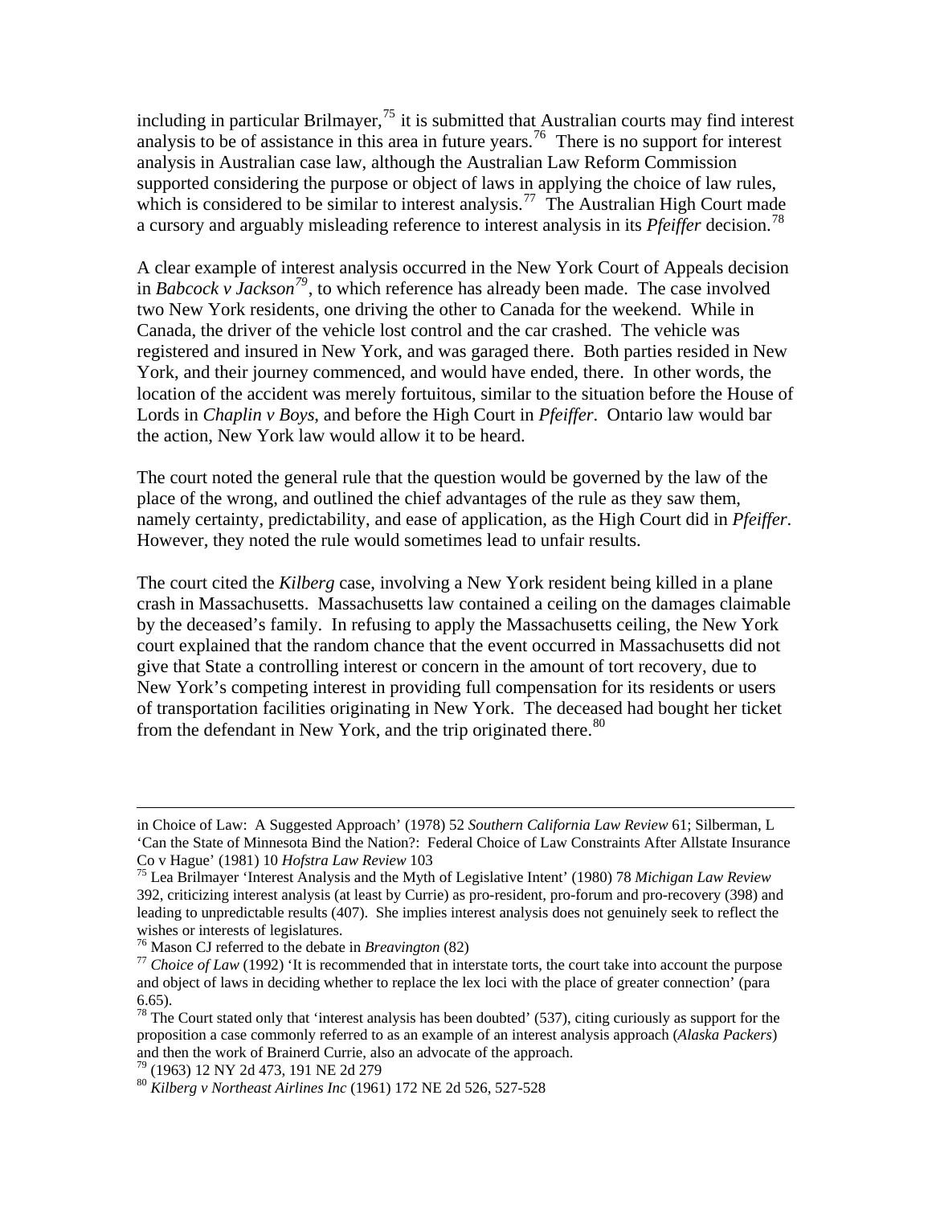including in particular Brilmayer,[75] it is submitted that Australian courts may find interest analysis to be of assistance in this area in future years.[76] There is no support for interest analysis in Australian case law, although the Australian Law Reform Commission supported considering the purpose or object of laws in applying the choice of law rules, which is considered to be similar to interest analysis.[77] The Australian High Court made a cursory and arguably misleading reference to interest analysis in its *Pfeiffer* decision.[78]

A clear example of interest analysis occurred in the New York Court of Appeals decision in *Babcock v Jackson*[79], to which reference has already been made. The case involved two New York residents, one driving the other to Canada for the weekend. While in Canada, the driver of the vehicle lost control and the car crashed. The vehicle was registered and insured in New York, and was garaged there. Both parties resided in New York, and their journey commenced, and would have ended, there. In other words, the location of the accident was merely fortuitous, similar to the situation before the House of Lords in *Chaplin v Boys*, and before the High Court in *Pfeiffer*. Ontario law would bar the action, New York law would allow it to be heard.

The court noted the general rule that the question would be governed by the law of the place of the wrong, and outlined the chief advantages of the rule as they saw them, namely certainty, predictability, and ease of application, as the High Court did in *Pfeiffer*. However, they noted the rule would sometimes lead to unfair results.

The court cited the *Kilberg* case, involving a New York resident being killed in a plane crash in Massachusetts. Massachusetts law contained a ceiling on the damages claimable by the deceased's family. In refusing to apply the Massachusetts ceiling, the New York court explained that the random chance that the event occurred in Massachusetts did not give that State a controlling interest or concern in the amount of tort recovery, due to New York's competing interest in providing full compensation for its residents or users of transportation facilities originating in New York. The deceased had bought her ticket from the defendant in New York, and the trip originated there.[80]

---

in Choice of Law: A Suggested Approach' (1978) 52 *Southern California Law Review* 61; Silberman, L 'Can the State of Minnesota Bind the Nation?: Federal Choice of Law Constraints After Allstate Insurance Co v Hague' (1981) 10 *Hofstra Law Review* 103

[75] Lea Brilmayer 'Interest Analysis and the Myth of Legislative Intent' (1980) 78 *Michigan Law Review* 392, criticizing interest analysis (at least by Currie) as pro-resident, pro-forum and pro-recovery (398) and leading to unpredictable results (407). She implies interest analysis does not genuinely seek to reflect the wishes or interests of legislatures.

[76] Mason CJ referred to the debate in *Breavington* (82)

[77] *Choice of Law* (1992) 'It is recommended that in interstate torts, the court take into account the purpose and object of laws in deciding whether to replace the lex loci with the place of greater connection' (para 6.65).

[78] The Court stated only that 'interest analysis has been doubted' (537), citing curiously as support for the proposition a case commonly referred to as an example of an interest analysis approach (*Alaska Packers*) and then the work of Brainerd Currie, also an advocate of the approach.

[79] (1963) 12 NY 2d 473, 191 NE 2d 279

[80] *Kilberg v Northeast Airlines Inc* (1961) 172 NE 2d 526, 527-528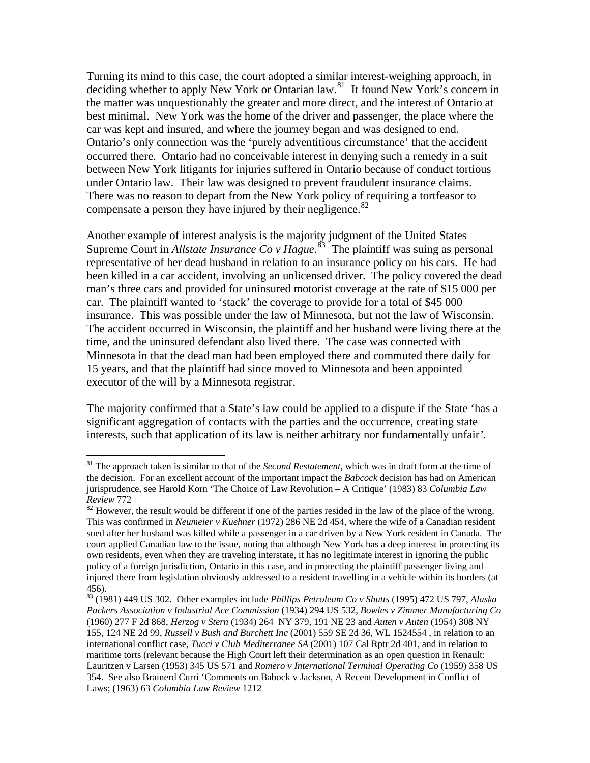Turning its mind to this case, the court adopted a similar interest-weighing approach, in deciding whether to apply New York or Ontarian law.[81] It found New York's concern in the matter was unquestionably the greater and more direct, and the interest of Ontario at best minimal. New York was the home of the driver and passenger, the place where the car was kept and insured, and where the journey began and was designed to end. Ontario's only connection was the 'purely adventitious circumstance' that the accident occurred there. Ontario had no conceivable interest in denying such a remedy in a suit between New York litigants for injuries suffered in Ontario because of conduct tortious under Ontario law. Their law was designed to prevent fraudulent insurance claims. There was no reason to depart from the New York policy of requiring a tortfeasor to compensate a person they have injured by their negligence.[82]

Another example of interest analysis is the majority judgment of the United States Supreme Court in *Allstate Insurance Co v Hague*.[83] The plaintiff was suing as personal representative of her dead husband in relation to an insurance policy on his cars. He had been killed in a car accident, involving an unlicensed driver. The policy covered the dead man's three cars and provided for uninsured motorist coverage at the rate of $15 000 per car. The plaintiff wanted to 'stack' the coverage to provide for a total of $45 000 insurance. This was possible under the law of Minnesota, but not the law of Wisconsin. The accident occurred in Wisconsin, the plaintiff and her husband were living there at the time, and the uninsured defendant also lived there. The case was connected with Minnesota in that the dead man had been employed there and commuted there daily for 15 years, and that the plaintiff had since moved to Minnesota and been appointed executor of the will by a Minnesota registrar.

The majority confirmed that a State's law could be applied to a dispute if the State 'has a significant aggregation of contacts with the parties and the occurrence, creating state interests, such that application of its law is neither arbitrary nor fundamentally unfair'.

---

[81] The approach taken is similar to that of the *Second Restatement*, which was in draft form at the time of the decision. For an excellent account of the important impact the *Babcock* decision has had on American jurisprudence, see Harold Korn 'The Choice of Law Revolution – A Critique' (1983) 83 *Columbia Law Review* 772

[82] However, the result would be different if one of the parties resided in the law of the place of the wrong. This was confirmed in *Neumeier v Kuehner* (1972) 286 NE 2d 454, where the wife of a Canadian resident sued after her husband was killed while a passenger in a car driven by a New York resident in Canada. The court applied Canadian law to the issue, noting that although New York has a deep interest in protecting its own residents, even when they are traveling interstate, it has no legitimate interest in ignoring the public policy of a foreign jurisdiction, Ontario in this case, and in protecting the plaintiff passenger living and injured there from legislation obviously addressed to a resident travelling in a vehicle within its borders (at 456).

[83] (1981) 449 US 302. Other examples include *Phillips Petroleum Co v Shutts* (1995) 472 US 797, *Alaska Packers Association v Industrial Ace Commission* (1934) 294 US 532, *Bowles v Zimmer Manufacturing Co* (1960) 277 F 2d 868, *Herzog v Stern* (1934) 264 NY 379, 191 NE 23 and *Auten v Auten* (1954) 308 NY 155, 124 NE 2d 99, *Russell v Bush and Burchett Inc* (2001) 559 SE 2d 36, WL 1524554 , in relation to an international conflict case, *Tucci v Club Mediterranee SA* (2001) 107 Cal Rptr 2d 401, and in relation to maritime torts (relevant because the High Court left their determination as an open question in Renault: Lauritzen v Larsen (1953) 345 US 571 and *Romero v International Terminal Operating Co* (1959) 358 US 354. See also Brainerd Curri 'Comments on Babock v Jackson, A Recent Development in Conflict of Laws; (1963) 63 *Columbia Law Review* 1212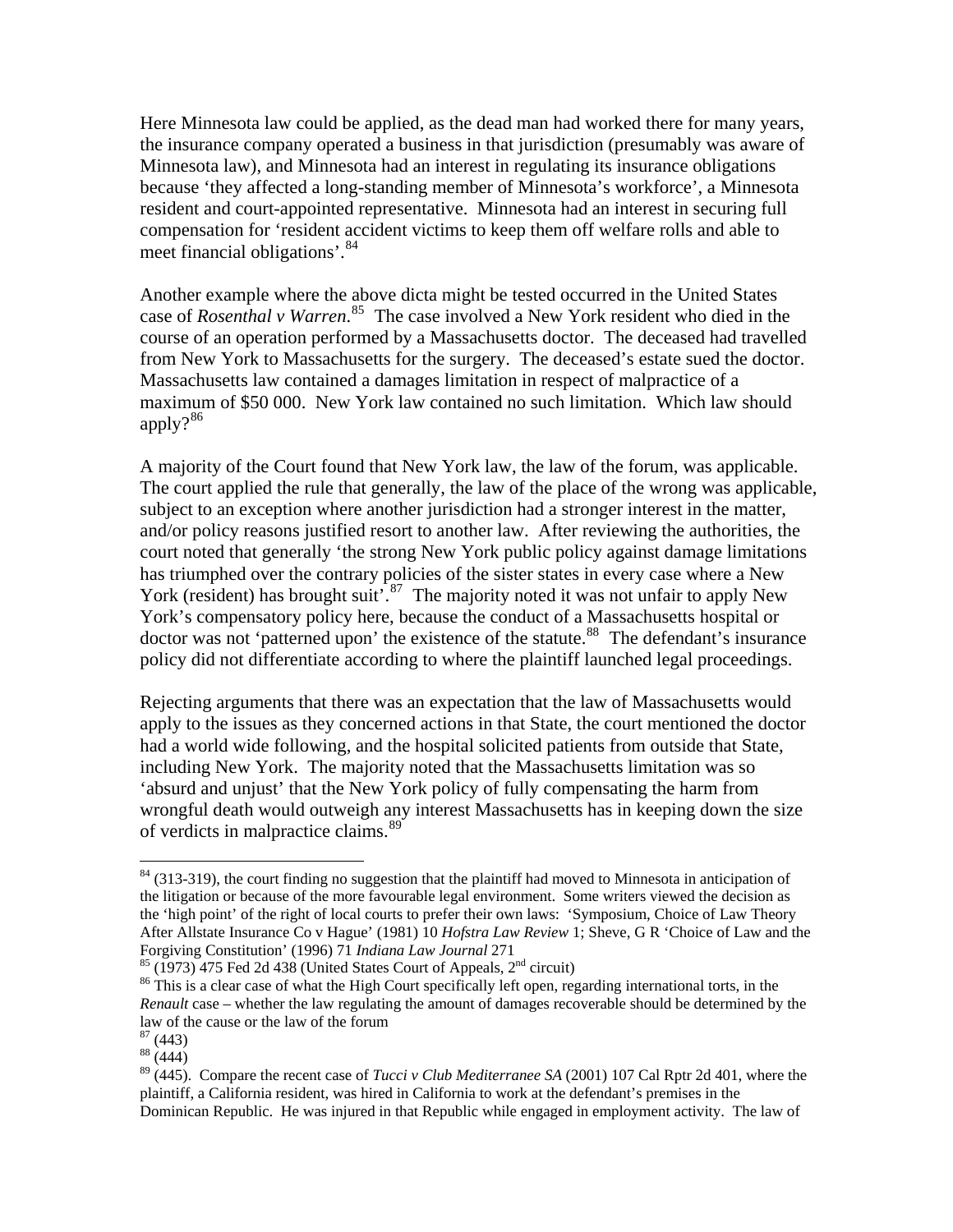Here Minnesota law could be applied, as the dead man had worked there for many years, the insurance company operated a business in that jurisdiction (presumably was aware of Minnesota law), and Minnesota had an interest in regulating its insurance obligations because 'they affected a long-standing member of Minnesota's workforce', a Minnesota resident and court-appointed representative. Minnesota had an interest in securing full compensation for 'resident accident victims to keep them off welfare rolls and able to meet financial obligations'.[84]

Another example where the above dicta might be tested occurred in the United States case of *Rosenthal v Warren*.[85] The case involved a New York resident who died in the course of an operation performed by a Massachusetts doctor. The deceased had travelled from New York to Massachusetts for the surgery. The deceased's estate sued the doctor. Massachusetts law contained a damages limitation in respect of malpractice of a maximum of $50 000. New York law contained no such limitation. Which law should apply?[86]

A majority of the Court found that New York law, the law of the forum, was applicable. The court applied the rule that generally, the law of the place of the wrong was applicable, subject to an exception where another jurisdiction had a stronger interest in the matter, and/or policy reasons justified resort to another law. After reviewing the authorities, the court noted that generally 'the strong New York public policy against damage limitations has triumphed over the contrary policies of the sister states in every case where a New York (resident) has brought suit'.[87] The majority noted it was not unfair to apply New York's compensatory policy here, because the conduct of a Massachusetts hospital or doctor was not 'patterned upon' the existence of the statute.[88] The defendant's insurance policy did not differentiate according to where the plaintiff launched legal proceedings.

Rejecting arguments that there was an expectation that the law of Massachusetts would apply to the issues as they concerned actions in that State, the court mentioned the doctor had a world wide following, and the hospital solicited patients from outside that State, including New York. The majority noted that the Massachusetts limitation was so 'absurd and unjust' that the New York policy of fully compensating the harm from wrongful death would outweigh any interest Massachusetts has in keeping down the size of verdicts in malpractice claims.[89]

---

[84] (313-319), the court finding no suggestion that the plaintiff had moved to Minnesota in anticipation of the litigation or because of the more favourable legal environment. Some writers viewed the decision as the 'high point' of the right of local courts to prefer their own laws: 'Symposium, Choice of Law Theory After Allstate Insurance Co v Hague' (1981) 10 *Hofstra Law Review* 1; Sheve, G R 'Choice of Law and the Forgiving Constitution' (1996) 71 *Indiana Law Journal* 271

[85] (1973) 475 Fed 2d 438 (United States Court of Appeals, 2nd circuit)

[86] This is a clear case of what the High Court specifically left open, regarding international torts, in the *Renault* case – whether the law regulating the amount of damages recoverable should be determined by the law of the cause or the law of the forum

[87] (443)

[88] (444)

[89] (445). Compare the recent case of *Tucci v Club Mediterranee SA* (2001) 107 Cal Rptr 2d 401, where the plaintiff, a California resident, was hired in California to work at the defendant's premises in the Dominican Republic. He was injured in that Republic while engaged in employment activity. The law of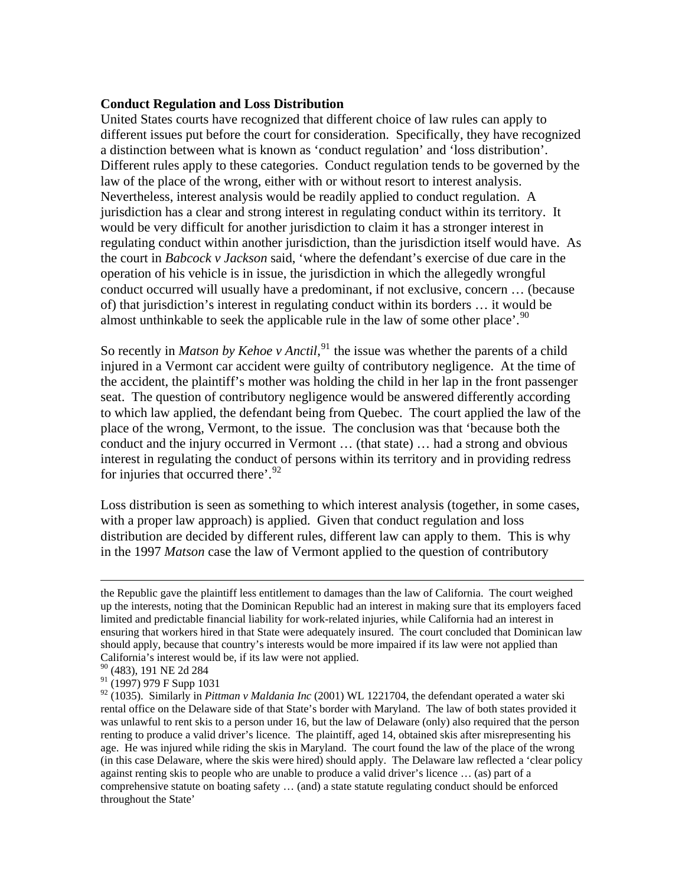**Conduct Regulation and Loss Distribution**

United States courts have recognized that different choice of law rules can apply to different issues put before the court for consideration. Specifically, they have recognized a distinction between what is known as 'conduct regulation' and 'loss distribution'. Different rules apply to these categories. Conduct regulation tends to be governed by the law of the place of the wrong, either with or without resort to interest analysis. Nevertheless, interest analysis would be readily applied to conduct regulation. A jurisdiction has a clear and strong interest in regulating conduct within its territory. It would be very difficult for another jurisdiction to claim it has a stronger interest in regulating conduct within another jurisdiction, than the jurisdiction itself would have. As the court in *Babcock v Jackson* said, 'where the defendant's exercise of due care in the operation of his vehicle is in issue, the jurisdiction in which the allegedly wrongful conduct occurred will usually have a predominant, if not exclusive, concern … (because of) that jurisdiction's interest in regulating conduct within its borders … it would be almost unthinkable to seek the applicable rule in the law of some other place'.[90]

So recently in *Matson by Kehoe v Anctil*,[91] the issue was whether the parents of a child injured in a Vermont car accident were guilty of contributory negligence. At the time of the accident, the plaintiff's mother was holding the child in her lap in the front passenger seat. The question of contributory negligence would be answered differently according to which law applied, the defendant being from Quebec. The court applied the law of the place of the wrong, Vermont, to the issue. The conclusion was that 'because both the conduct and the injury occurred in Vermont … (that state) … had a strong and obvious interest in regulating the conduct of persons within its territory and in providing redress for injuries that occurred there'.[92]

Loss distribution is seen as something to which interest analysis (together, in some cases, with a proper law approach) is applied. Given that conduct regulation and loss distribution are decided by different rules, different law can apply to them. This is why in the 1997 *Matson* case the law of Vermont applied to the question of contributory

---

the Republic gave the plaintiff less entitlement to damages than the law of California. The court weighed up the interests, noting that the Dominican Republic had an interest in making sure that its employers faced limited and predictable financial liability for work-related injuries, while California had an interest in ensuring that workers hired in that State were adequately insured. The court concluded that Dominican law should apply, because that country's interests would be more impaired if its law were not applied than California's interest would be, if its law were not applied.

[90] (483), 191 NE 2d 284

[91] (1997) 979 F Supp 1031

[92] (1035). Similarly in *Pittman v Maldania Inc* (2001) WL 1221704, the defendant operated a water ski rental office on the Delaware side of that State's border with Maryland. The law of both states provided it was unlawful to rent skis to a person under 16, but the law of Delaware (only) also required that the person renting to produce a valid driver's licence. The plaintiff, aged 14, obtained skis after misrepresenting his age. He was injured while riding the skis in Maryland. The court found the law of the place of the wrong (in this case Delaware, where the skis were hired) should apply. The Delaware law reflected a 'clear policy against renting skis to people who are unable to produce a valid driver's licence … (as) part of a comprehensive statute on boating safety … (and) a state statute regulating conduct should be enforced throughout the State'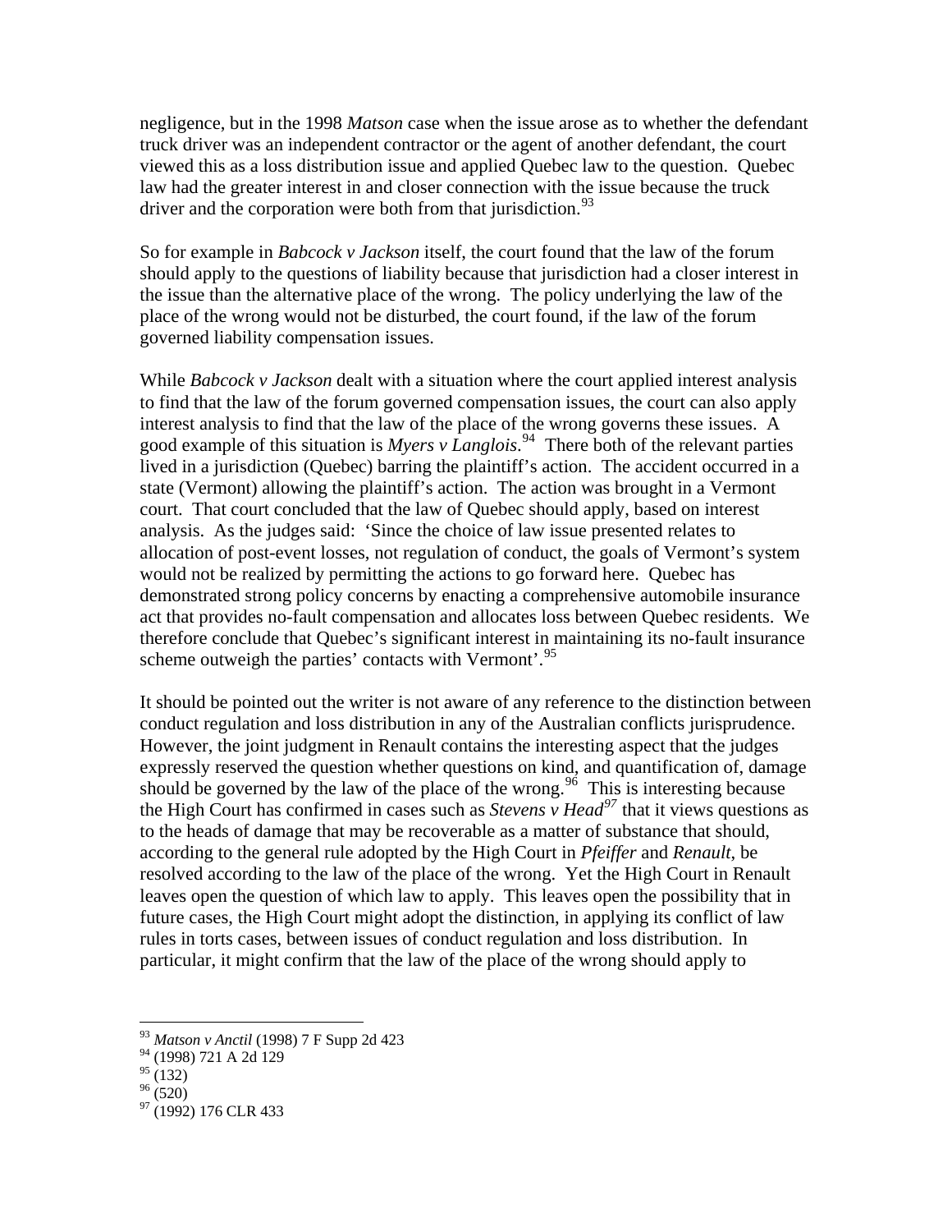negligence, but in the 1998 *Matson* case when the issue arose as to whether the defendant truck driver was an independent contractor or the agent of another defendant, the court viewed this as a loss distribution issue and applied Quebec law to the question. Quebec law had the greater interest in and closer connection with the issue because the truck driver and the corporation were both from that jurisdiction.[93]

So for example in *Babcock v Jackson* itself, the court found that the law of the forum should apply to the questions of liability because that jurisdiction had a closer interest in the issue than the alternative place of the wrong. The policy underlying the law of the place of the wrong would not be disturbed, the court found, if the law of the forum governed liability compensation issues.

While *Babcock v Jackson* dealt with a situation where the court applied interest analysis to find that the law of the forum governed compensation issues, the court can also apply interest analysis to find that the law of the place of the wrong governs these issues. A good example of this situation is *Myers v Langlois*.[94] There both of the relevant parties lived in a jurisdiction (Quebec) barring the plaintiff's action. The accident occurred in a state (Vermont) allowing the plaintiff's action. The action was brought in a Vermont court. That court concluded that the law of Quebec should apply, based on interest analysis. As the judges said: 'Since the choice of law issue presented relates to allocation of post-event losses, not regulation of conduct, the goals of Vermont's system would not be realized by permitting the actions to go forward here. Quebec has demonstrated strong policy concerns by enacting a comprehensive automobile insurance act that provides no-fault compensation and allocates loss between Quebec residents. We therefore conclude that Quebec's significant interest in maintaining its no-fault insurance scheme outweigh the parties' contacts with Vermont'.[95]

It should be pointed out the writer is not aware of any reference to the distinction between conduct regulation and loss distribution in any of the Australian conflicts jurisprudence. However, the joint judgment in Renault contains the interesting aspect that the judges expressly reserved the question whether questions on kind, and quantification of, damage should be governed by the law of the place of the wrong.[96] This is interesting because the High Court has confirmed in cases such as *Stevens v Head*[97] that it views questions as to the heads of damage that may be recoverable as a matter of substance that should, according to the general rule adopted by the High Court in *Pfeiffer* and *Renault*, be resolved according to the law of the place of the wrong. Yet the High Court in Renault leaves open the question of which law to apply. This leaves open the possibility that in future cases, the High Court might adopt the distinction, in applying its conflict of law rules in torts cases, between issues of conduct regulation and loss distribution. In particular, it might confirm that the law of the place of the wrong should apply to

---

[93] *Matson v Anctil* (1998) 7 F Supp 2d 423
[94] (1998) 721 A 2d 129
[95] (132)
[96] (520)
[97] (1992) 176 CLR 433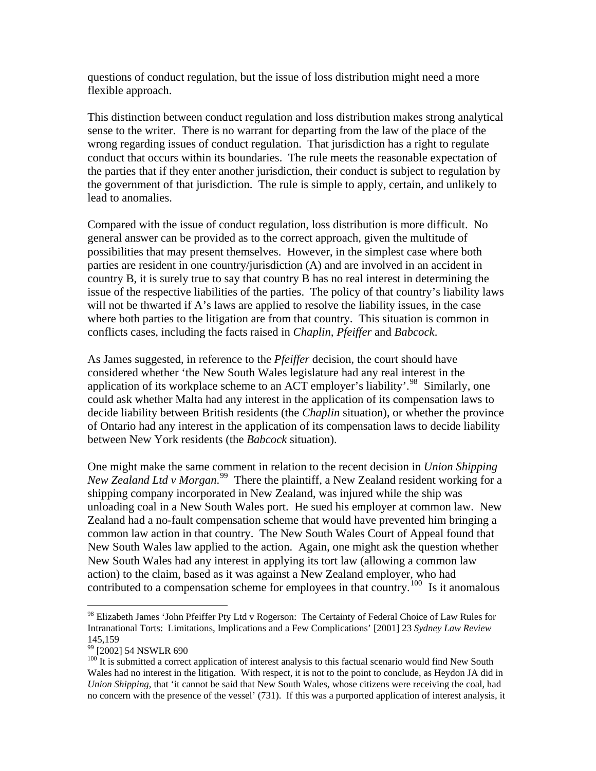questions of conduct regulation, but the issue of loss distribution might need a more flexible approach.

This distinction between conduct regulation and loss distribution makes strong analytical sense to the writer. There is no warrant for departing from the law of the place of the wrong regarding issues of conduct regulation. That jurisdiction has a right to regulate conduct that occurs within its boundaries. The rule meets the reasonable expectation of the parties that if they enter another jurisdiction, their conduct is subject to regulation by the government of that jurisdiction. The rule is simple to apply, certain, and unlikely to lead to anomalies.

Compared with the issue of conduct regulation, loss distribution is more difficult. No general answer can be provided as to the correct approach, given the multitude of possibilities that may present themselves. However, in the simplest case where both parties are resident in one country/jurisdiction (A) and are involved in an accident in country B, it is surely true to say that country B has no real interest in determining the issue of the respective liabilities of the parties. The policy of that country's liability laws will not be thwarted if A's laws are applied to resolve the liability issues, in the case where both parties to the litigation are from that country. This situation is common in conflicts cases, including the facts raised in *Chaplin*, *Pfeiffer* and *Babcock*.

As James suggested, in reference to the *Pfeiffer* decision, the court should have considered whether 'the New South Wales legislature had any real interest in the application of its workplace scheme to an ACT employer's liability'.[98] Similarly, one could ask whether Malta had any interest in the application of its compensation laws to decide liability between British residents (the *Chaplin* situation), or whether the province of Ontario had any interest in the application of its compensation laws to decide liability between New York residents (the *Babcock* situation).

One might make the same comment in relation to the recent decision in *Union Shipping New Zealand Ltd v Morgan*.[99] There the plaintiff, a New Zealand resident working for a shipping company incorporated in New Zealand, was injured while the ship was unloading coal in a New South Wales port. He sued his employer at common law. New Zealand had a no-fault compensation scheme that would have prevented him bringing a common law action in that country. The New South Wales Court of Appeal found that New South Wales law applied to the action. Again, one might ask the question whether New South Wales had any interest in applying its tort law (allowing a common law action) to the claim, based as it was against a New Zealand employer, who had contributed to a compensation scheme for employees in that country.[100] Is it anomalous

---

[98] Elizabeth James 'John Pfeiffer Pty Ltd v Rogerson: The Certainty of Federal Choice of Law Rules for Intranational Torts: Limitations, Implications and a Few Complications' [2001] 23 *Sydney Law Review* 145,159

[99] [2002] 54 NSWLR 690

[100] It is submitted a correct application of interest analysis to this factual scenario would find New South Wales had no interest in the litigation. With respect, it is not to the point to conclude, as Heydon JA did in *Union Shipping*, that 'it cannot be said that New South Wales, whose citizens were receiving the coal, had no concern with the presence of the vessel' (731). If this was a purported application of interest analysis, it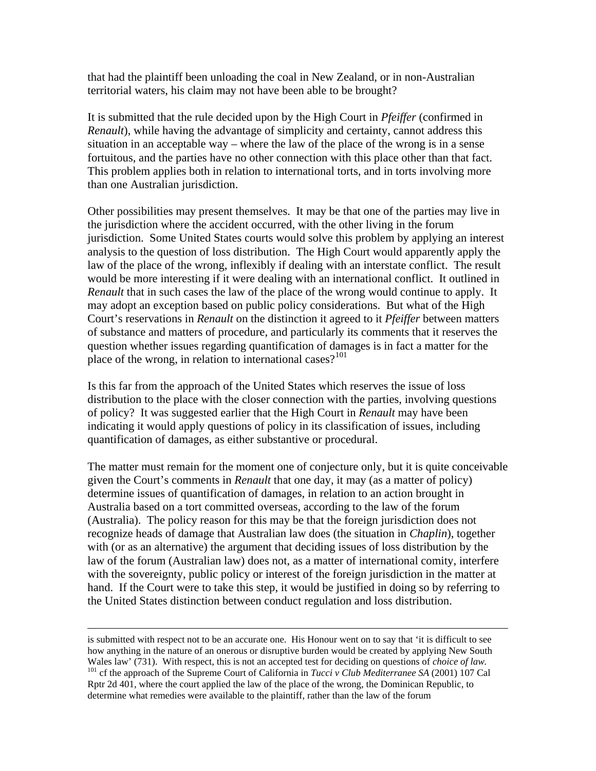that had the plaintiff been unloading the coal in New Zealand, or in non-Australian territorial waters, his claim may not have been able to be brought?

It is submitted that the rule decided upon by the High Court in *Pfeiffer* (confirmed in *Renault*), while having the advantage of simplicity and certainty, cannot address this situation in an acceptable way – where the law of the place of the wrong is in a sense fortuitous, and the parties have no other connection with this place other than that fact. This problem applies both in relation to international torts, and in torts involving more than one Australian jurisdiction.

Other possibilities may present themselves. It may be that one of the parties may live in the jurisdiction where the accident occurred, with the other living in the forum jurisdiction. Some United States courts would solve this problem by applying an interest analysis to the question of loss distribution. The High Court would apparently apply the law of the place of the wrong, inflexibly if dealing with an interstate conflict. The result would be more interesting if it were dealing with an international conflict. It outlined in *Renault* that in such cases the law of the place of the wrong would continue to apply. It may adopt an exception based on public policy considerations. But what of the High Court's reservations in *Renault* on the distinction it agreed to it *Pfeiffer* between matters of substance and matters of procedure, and particularly its comments that it reserves the question whether issues regarding quantification of damages is in fact a matter for the place of the wrong, in relation to international cases?[101]

Is this far from the approach of the United States which reserves the issue of loss distribution to the place with the closer connection with the parties, involving questions of policy? It was suggested earlier that the High Court in *Renault* may have been indicating it would apply questions of policy in its classification of issues, including quantification of damages, as either substantive or procedural.

The matter must remain for the moment one of conjecture only, but it is quite conceivable given the Court's comments in *Renault* that one day, it may (as a matter of policy) determine issues of quantification of damages, in relation to an action brought in Australia based on a tort committed overseas, according to the law of the forum (Australia). The policy reason for this may be that the foreign jurisdiction does not recognize heads of damage that Australian law does (the situation in *Chaplin*), together with (or as an alternative) the argument that deciding issues of loss distribution by the law of the forum (Australian law) does not, as a matter of international comity, interfere with the sovereignty, public policy or interest of the foreign jurisdiction in the matter at hand. If the Court were to take this step, it would be justified in doing so by referring to the United States distinction between conduct regulation and loss distribution.

---

is submitted with respect not to be an accurate one. His Honour went on to say that 'it is difficult to see how anything in the nature of an onerous or disruptive burden would be created by applying New South Wales law' (731). With respect, this is not an accepted test for deciding on questions of *choice of law.*

[101] cf the approach of the Supreme Court of California in *Tucci v Club Mediterranee SA* (2001) 107 Cal Rptr 2d 401, where the court applied the law of the place of the wrong, the Dominican Republic, to determine what remedies were available to the plaintiff, rather than the law of the forum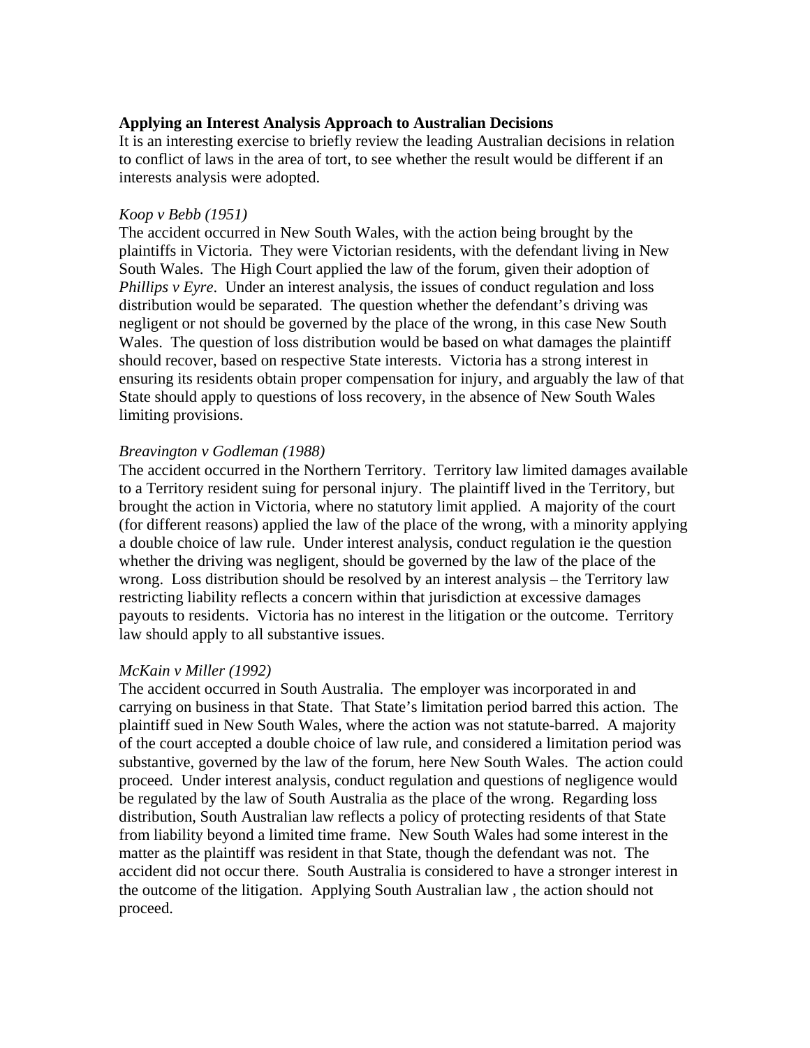**Applying an Interest Analysis Approach to Australian Decisions**

It is an interesting exercise to briefly review the leading Australian decisions in relation to conflict of laws in the area of tort, to see whether the result would be different if an interests analysis were adopted.

*Koop v Bebb (1951)*

The accident occurred in New South Wales, with the action being brought by the plaintiffs in Victoria. They were Victorian residents, with the defendant living in New South Wales. The High Court applied the law of the forum, given their adoption of *Phillips v Eyre*. Under an interest analysis, the issues of conduct regulation and loss distribution would be separated. The question whether the defendant's driving was negligent or not should be governed by the place of the wrong, in this case New South Wales. The question of loss distribution would be based on what damages the plaintiff should recover, based on respective State interests. Victoria has a strong interest in ensuring its residents obtain proper compensation for injury, and arguably the law of that State should apply to questions of loss recovery, in the absence of New South Wales limiting provisions.

*Breavington v Godleman (1988)*

The accident occurred in the Northern Territory. Territory law limited damages available to a Territory resident suing for personal injury. The plaintiff lived in the Territory, but brought the action in Victoria, where no statutory limit applied. A majority of the court (for different reasons) applied the law of the place of the wrong, with a minority applying a double choice of law rule. Under interest analysis, conduct regulation ie the question whether the driving was negligent, should be governed by the law of the place of the wrong. Loss distribution should be resolved by an interest analysis – the Territory law restricting liability reflects a concern within that jurisdiction at excessive damages payouts to residents. Victoria has no interest in the litigation or the outcome. Territory law should apply to all substantive issues.

*McKain v Miller (1992)*

The accident occurred in South Australia. The employer was incorporated in and carrying on business in that State. That State's limitation period barred this action. The plaintiff sued in New South Wales, where the action was not statute-barred. A majority of the court accepted a double choice of law rule, and considered a limitation period was substantive, governed by the law of the forum, here New South Wales. The action could proceed. Under interest analysis, conduct regulation and questions of negligence would be regulated by the law of South Australia as the place of the wrong. Regarding loss distribution, South Australian law reflects a policy of protecting residents of that State from liability beyond a limited time frame. New South Wales had some interest in the matter as the plaintiff was resident in that State, though the defendant was not. The accident did not occur there. South Australia is considered to have a stronger interest in the outcome of the litigation. Applying South Australian law , the action should not proceed.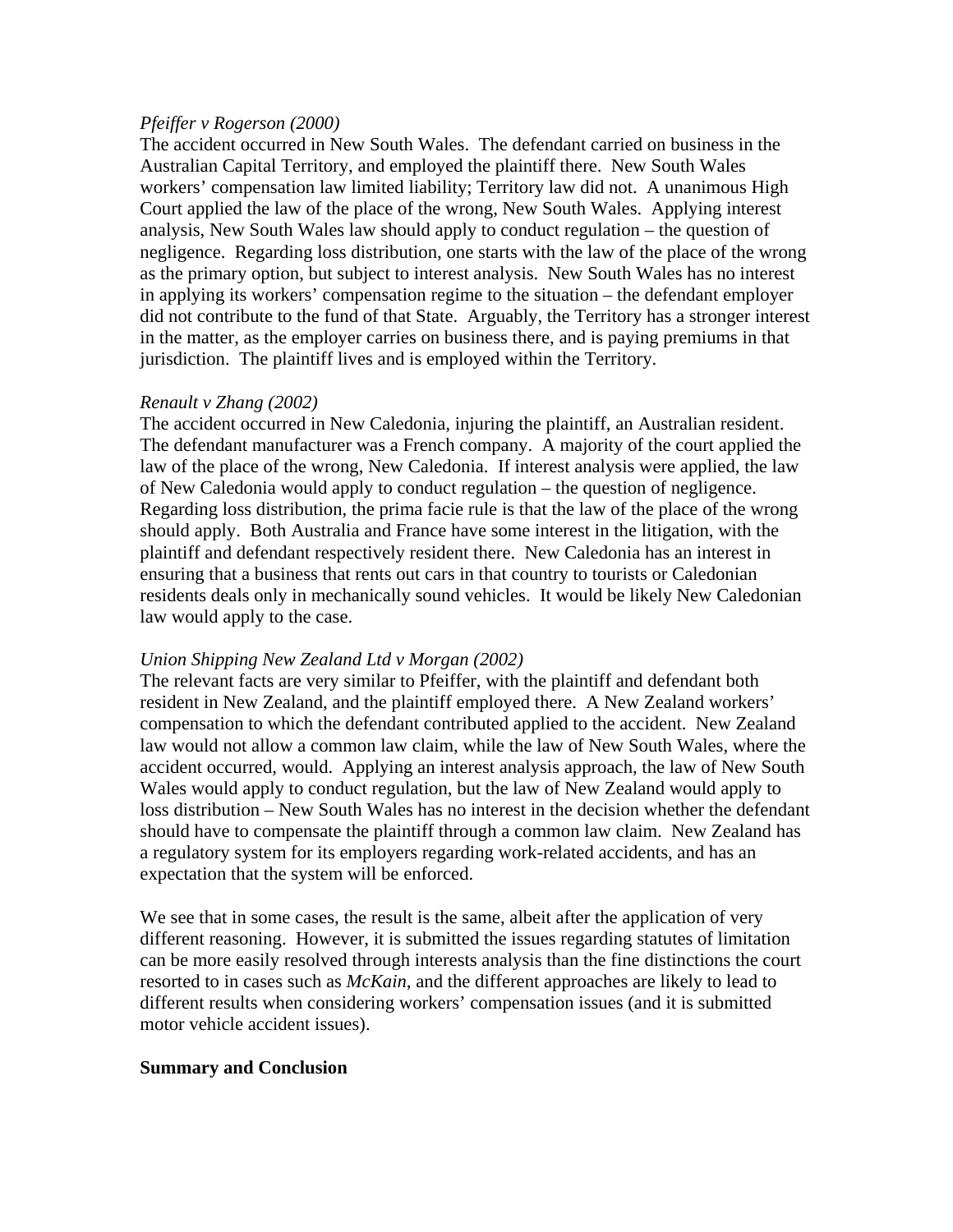*Pfeiffer v Rogerson (2000)*
The accident occurred in New South Wales. The defendant carried on business in the Australian Capital Territory, and employed the plaintiff there. New South Wales workers' compensation law limited liability; Territory law did not. A unanimous High Court applied the law of the place of the wrong, New South Wales. Applying interest analysis, New South Wales law should apply to conduct regulation – the question of negligence. Regarding loss distribution, one starts with the law of the place of the wrong as the primary option, but subject to interest analysis. New South Wales has no interest in applying its workers' compensation regime to the situation – the defendant employer did not contribute to the fund of that State. Arguably, the Territory has a stronger interest in the matter, as the employer carries on business there, and is paying premiums in that jurisdiction. The plaintiff lives and is employed within the Territory.

*Renault v Zhang (2002)*
The accident occurred in New Caledonia, injuring the plaintiff, an Australian resident. The defendant manufacturer was a French company. A majority of the court applied the law of the place of the wrong, New Caledonia. If interest analysis were applied, the law of New Caledonia would apply to conduct regulation – the question of negligence. Regarding loss distribution, the prima facie rule is that the law of the place of the wrong should apply. Both Australia and France have some interest in the litigation, with the plaintiff and defendant respectively resident there. New Caledonia has an interest in ensuring that a business that rents out cars in that country to tourists or Caledonian residents deals only in mechanically sound vehicles. It would be likely New Caledonian law would apply to the case.

*Union Shipping New Zealand Ltd v Morgan (2002)*
The relevant facts are very similar to Pfeiffer, with the plaintiff and defendant both resident in New Zealand, and the plaintiff employed there. A New Zealand workers' compensation to which the defendant contributed applied to the accident. New Zealand law would not allow a common law claim, while the law of New South Wales, where the accident occurred, would. Applying an interest analysis approach, the law of New South Wales would apply to conduct regulation, but the law of New Zealand would apply to loss distribution – New South Wales has no interest in the decision whether the defendant should have to compensate the plaintiff through a common law claim. New Zealand has a regulatory system for its employers regarding work-related accidents, and has an expectation that the system will be enforced.

We see that in some cases, the result is the same, albeit after the application of very different reasoning. However, it is submitted the issues regarding statutes of limitation can be more easily resolved through interests analysis than the fine distinctions the court resorted to in cases such as *McKain*, and the different approaches are likely to lead to different results when considering workers' compensation issues (and it is submitted motor vehicle accident issues).

**Summary and Conclusion**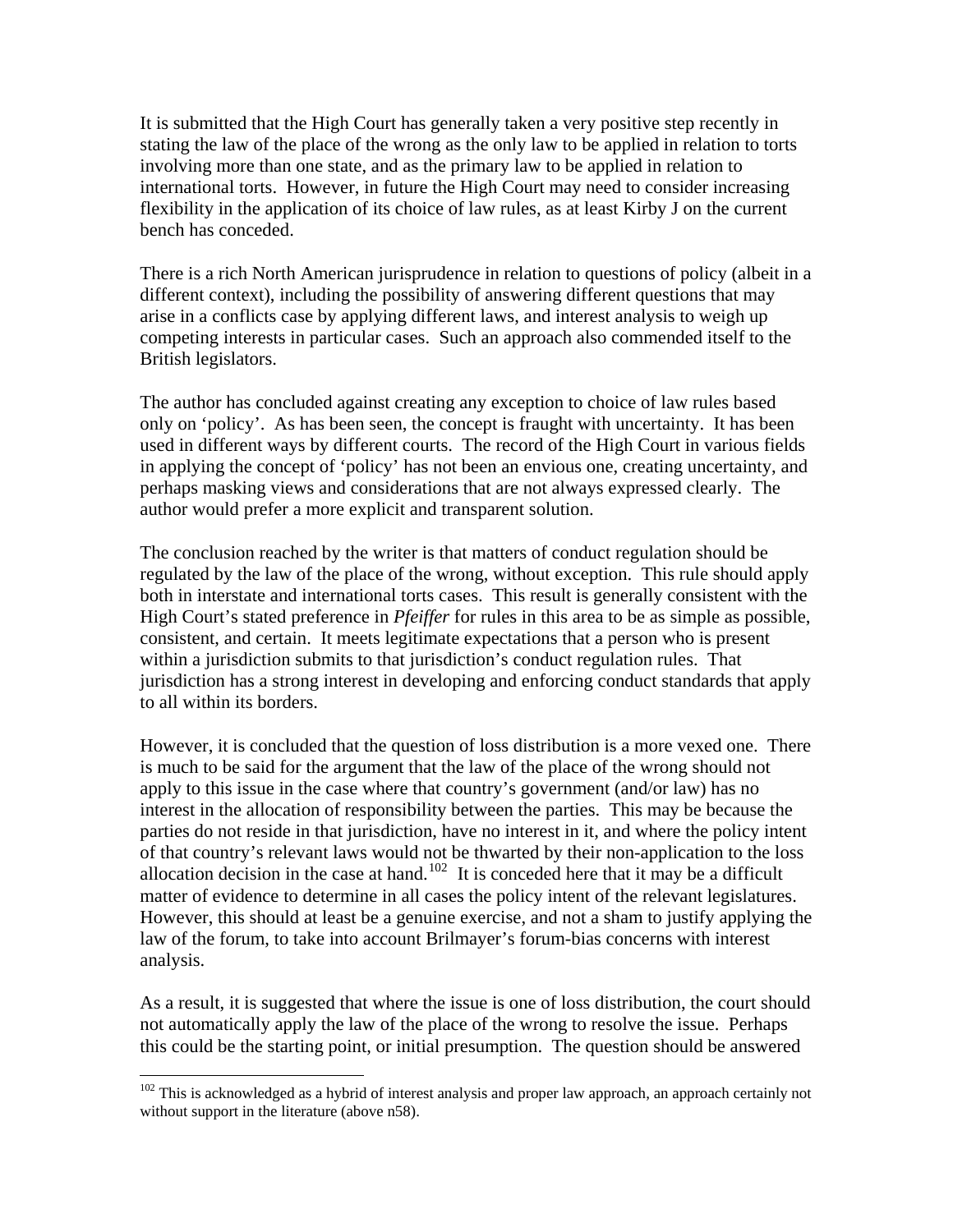It is submitted that the High Court has generally taken a very positive step recently in stating the law of the place of the wrong as the only law to be applied in relation to torts involving more than one state, and as the primary law to be applied in relation to international torts. However, in future the High Court may need to consider increasing flexibility in the application of its choice of law rules, as at least Kirby J on the current bench has conceded.

There is a rich North American jurisprudence in relation to questions of policy (albeit in a different context), including the possibility of answering different questions that may arise in a conflicts case by applying different laws, and interest analysis to weigh up competing interests in particular cases. Such an approach also commended itself to the British legislators.

The author has concluded against creating any exception to choice of law rules based only on 'policy'. As has been seen, the concept is fraught with uncertainty. It has been used in different ways by different courts. The record of the High Court in various fields in applying the concept of 'policy' has not been an envious one, creating uncertainty, and perhaps masking views and considerations that are not always expressed clearly. The author would prefer a more explicit and transparent solution.

The conclusion reached by the writer is that matters of conduct regulation should be regulated by the law of the place of the wrong, without exception. This rule should apply both in interstate and international torts cases. This result is generally consistent with the High Court's stated preference in *Pfeiffer* for rules in this area to be as simple as possible, consistent, and certain. It meets legitimate expectations that a person who is present within a jurisdiction submits to that jurisdiction's conduct regulation rules. That jurisdiction has a strong interest in developing and enforcing conduct standards that apply to all within its borders.

However, it is concluded that the question of loss distribution is a more vexed one. There is much to be said for the argument that the law of the place of the wrong should not apply to this issue in the case where that country's government (and/or law) has no interest in the allocation of responsibility between the parties. This may be because the parties do not reside in that jurisdiction, have no interest in it, and where the policy intent of that country's relevant laws would not be thwarted by their non-application to the loss allocation decision in the case at hand.[102] It is conceded here that it may be a difficult matter of evidence to determine in all cases the policy intent of the relevant legislatures. However, this should at least be a genuine exercise, and not a sham to justify applying the law of the forum, to take into account Brilmayer's forum-bias concerns with interest analysis.

As a result, it is suggested that where the issue is one of loss distribution, the court should not automatically apply the law of the place of the wrong to resolve the issue. Perhaps this could be the starting point, or initial presumption. The question should be answered

[102] This is acknowledged as a hybrid of interest analysis and proper law approach, an approach certainly not without support in the literature (above n58).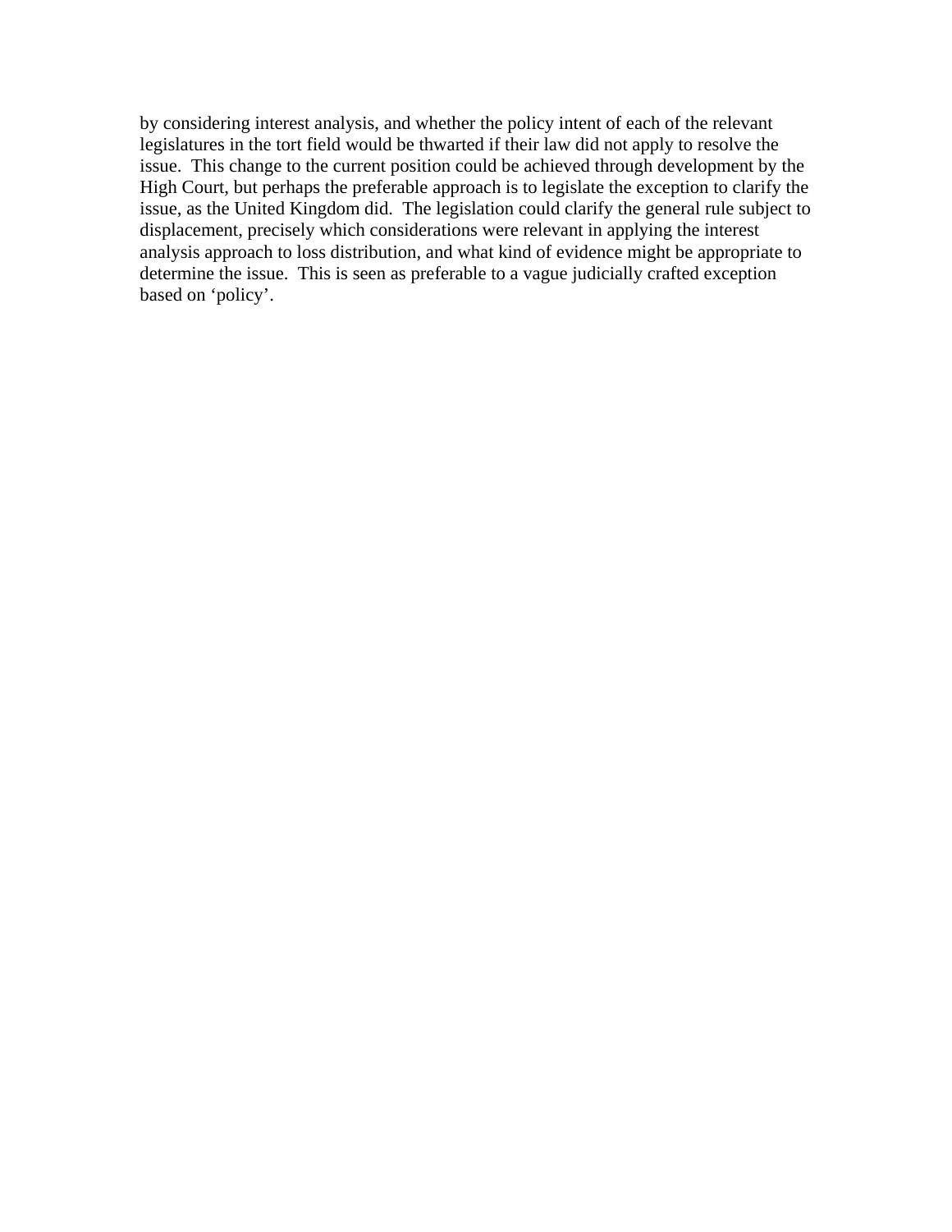by considering interest analysis, and whether the policy intent of each of the relevant legislatures in the tort field would be thwarted if their law did not apply to resolve the issue. This change to the current position could be achieved through development by the High Court, but perhaps the preferable approach is to legislate the exception to clarify the issue, as the United Kingdom did. The legislation could clarify the general rule subject to displacement, precisely which considerations were relevant in applying the interest analysis approach to loss distribution, and what kind of evidence might be appropriate to determine the issue. This is seen as preferable to a vague judicially crafted exception based on 'policy'.